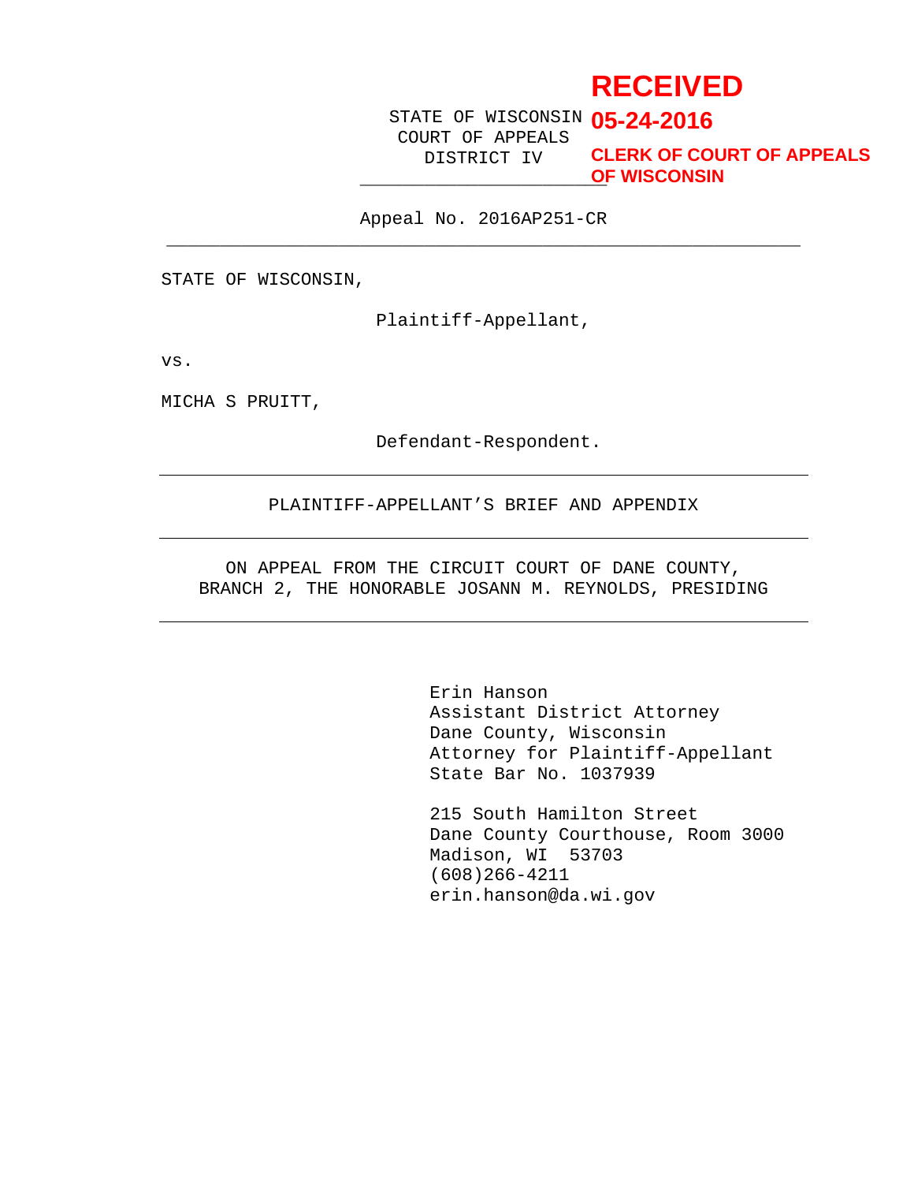**RECEIVED**
**05-24-2016**
**CLERK OF COURT OF APPEALS OF WISCONSIN**

STATE OF WISCONSIN
COURT OF APPEALS
DISTRICT IV

Appeal No. 2016AP251-CR

---

STATE OF WISCONSIN,

Plaintiff-Appellant,

vs.

MICHA S PRUITT,

Defendant-Respondent.

---

PLAINTIFF-APPELLANT'S BRIEF AND APPENDIX

---

ON APPEAL FROM THE CIRCUIT COURT OF DANE COUNTY,
BRANCH 2, THE HONORABLE JOSANN M. REYNOLDS, PRESIDING

---

Erin Hanson
Assistant District Attorney
Dane County, Wisconsin
Attorney for Plaintiff-Appellant
State Bar No. 1037939

215 South Hamilton Street
Dane County Courthouse, Room 3000
Madison, WI 53703
(608)266-4211
erin.hanson@da.wi.gov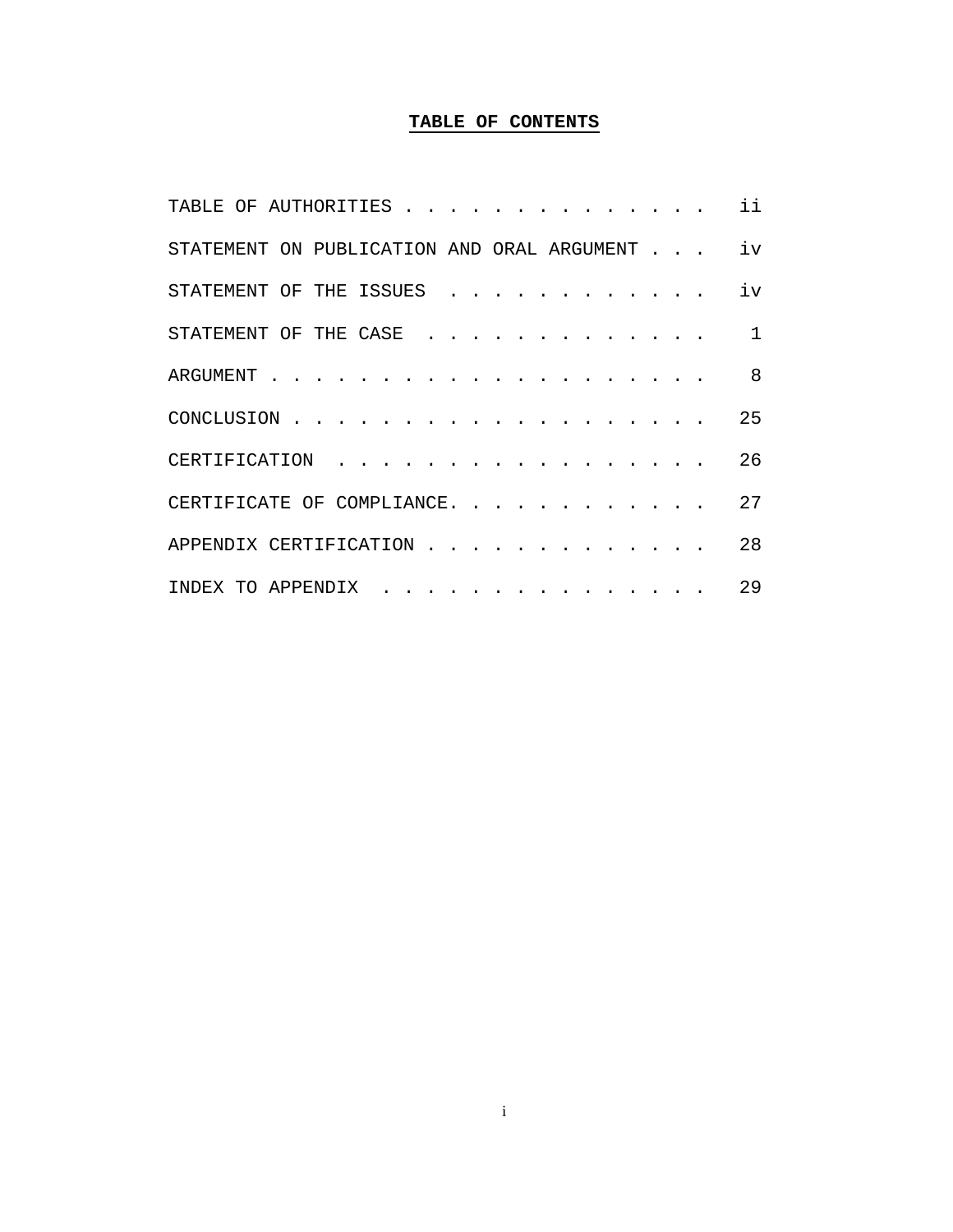# TABLE OF CONTENTS

| | |
|---|---|
| TABLE OF AUTHORITIES | ii |
| STATEMENT ON PUBLICATION AND ORAL ARGUMENT | iv |
| STATEMENT OF THE ISSUES | iv |
| STATEMENT OF THE CASE | 1 |
| ARGUMENT | 8 |
| CONCLUSION | 25 |
| CERTIFICATION | 26 |
| CERTIFICATE OF COMPLIANCE | 27 |
| APPENDIX CERTIFICATION | 28 |
| INDEX TO APPENDIX | 29 |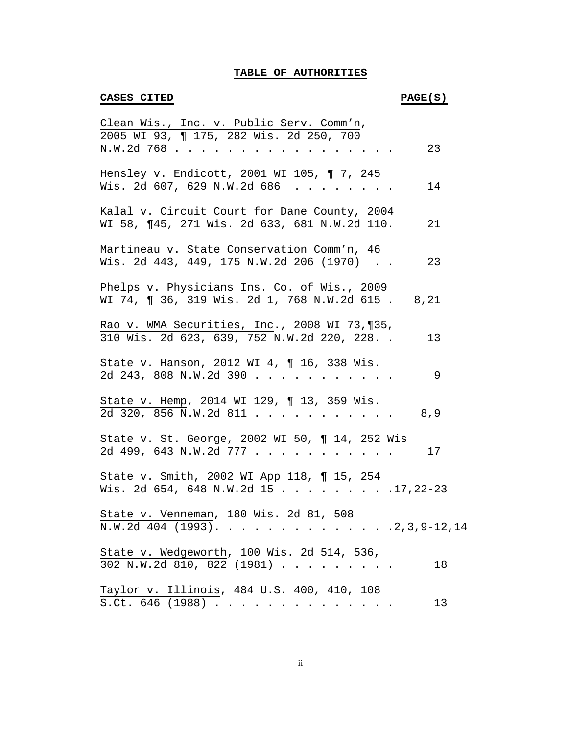# TABLE OF AUTHORITIES

**CASES CITED** **PAGE(S)**

Clean Wis., Inc. v. Public Serv. Comm'n, 2005 WI 93, ¶ 175, 282 Wis. 2d 250, 700 N.W.2d 768 . . . . . . . . . . . . . . . . . 23

Hensley v. Endicott, 2001 WI 105, ¶ 7, 245 Wis. 2d 607, 629 N.W.2d 686 . . . . . . . . 14

Kalal v. Circuit Court for Dane County, 2004 WI 58, ¶45, 271 Wis. 2d 633, 681 N.W.2d 110. 21

Martineau v. State Conservation Comm'n, 46 Wis. 2d 443, 449, 175 N.W.2d 206 (1970) . . 23

Phelps v. Physicians Ins. Co. of Wis., 2009 WI 74, ¶ 36, 319 Wis. 2d 1, 768 N.W.2d 615 . 8,21

Rao v. WMA Securities, Inc., 2008 WI 73,¶35, 310 Wis. 2d 623, 639, 752 N.W.2d 220, 228. . 13

State v. Hanson, 2012 WI 4, ¶ 16, 338 Wis. 2d 243, 808 N.W.2d 390 . . . . . . . . . . . 9

State v. Hemp, 2014 WI 129, ¶ 13, 359 Wis. 2d 320, 856 N.W.2d 811 . . . . . . . . . . . 8,9

State v. St. George, 2002 WI 50, ¶ 14, 252 Wis 2d 499, 643 N.W.2d 777 . . . . . . . . . . . 17

State v. Smith, 2002 WI App 118, ¶ 15, 254 Wis. 2d 654, 648 N.W.2d 15 . . . . . . . . . .17,22-23

State v. Venneman, 180 Wis. 2d 81, 508 N.W.2d 404 (1993). . . . . . . . . . . . . . .2,3,9-12,14

State v. Wedgeworth, 100 Wis. 2d 514, 536, 302 N.W.2d 810, 822 (1981) . . . . . . . . . 18

Taylor v. Illinois, 484 U.S. 400, 410, 108 S.Ct. 646 (1988) . . . . . . . . . . . . . . . 13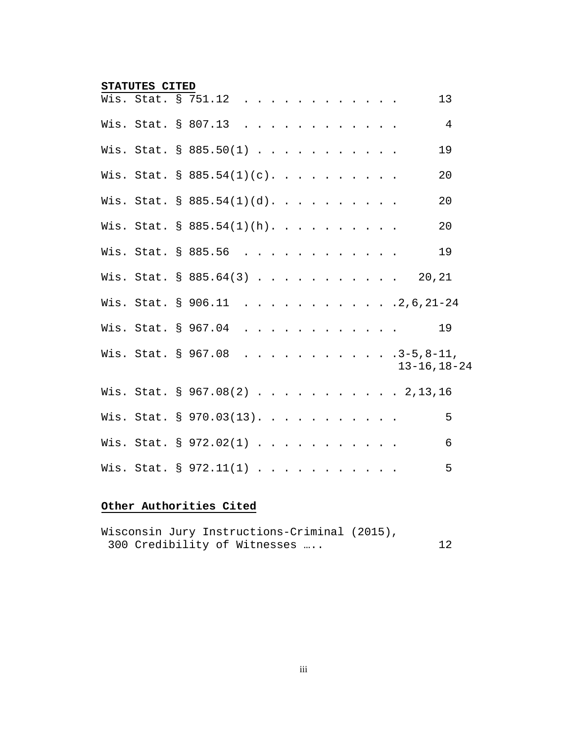**STATUTES CITED**

Wis. Stat. § 751.12 . . . . . . . . . . . . . 13

Wis. Stat. § 807.13 . . . . . . . . . . . . . 4

Wis. Stat. § 885.50(1) . . . . . . . . . . . . 19

Wis. Stat. § 885.54(1)(c). . . . . . . . . . . 20

Wis. Stat. § 885.54(1)(d). . . . . . . . . . . 20

Wis. Stat. § 885.54(1)(h). . . . . . . . . . . 20

Wis. Stat. § 885.56 . . . . . . . . . . . . . 19

Wis. Stat. § 885.64(3) . . . . . . . . . . . . 20,21

Wis. Stat. § 906.11 . . . . . . . . . . . . .2,6,21-24

Wis. Stat. § 967.04 . . . . . . . . . . . . . 19

Wis. Stat. § 967.08 . . . . . . . . . . . . .3-5,8-11, 13-16,18-24

Wis. Stat. § 967.08(2) . . . . . . . . . . . . 2,13,16

Wis. Stat. § 970.03(13). . . . . . . . . . . . 5

Wis. Stat. § 972.02(1) . . . . . . . . . . . . 6

Wis. Stat. § 972.11(1) . . . . . . . . . . . . 5

**Other Authorities Cited**

Wisconsin Jury Instructions-Criminal (2015), 300 Credibility of Witnesses ….. 12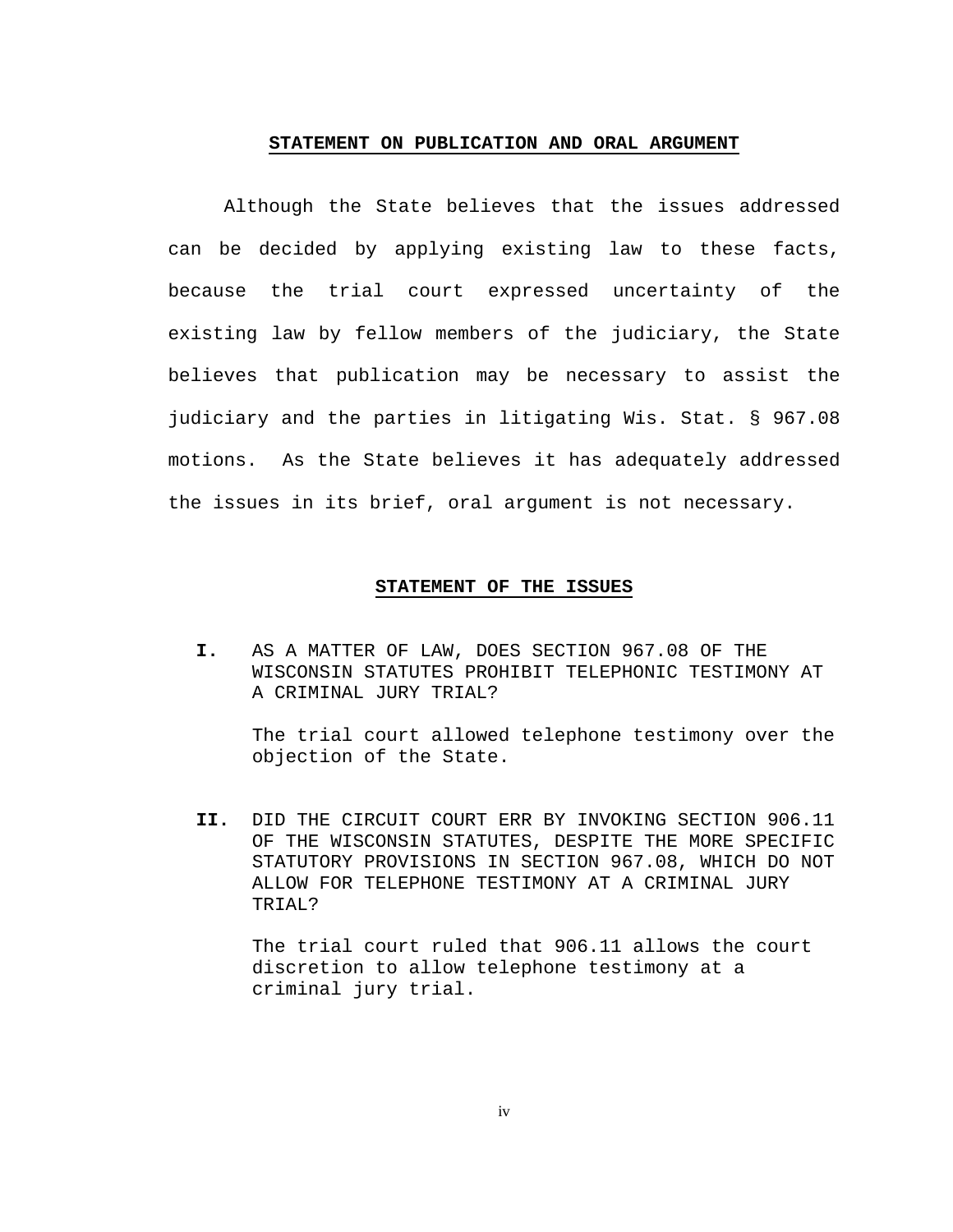## STATEMENT ON PUBLICATION AND ORAL ARGUMENT

Although the State believes that the issues addressed can be decided by applying existing law to these facts, because the trial court expressed uncertainty of the existing law by fellow members of the judiciary, the State believes that publication may be necessary to assist the judiciary and the parties in litigating Wis. Stat. § 967.08 motions. As the State believes it has adequately addressed the issues in its brief, oral argument is not necessary.

## STATEMENT OF THE ISSUES

**I.** AS A MATTER OF LAW, DOES SECTION 967.08 OF THE WISCONSIN STATUTES PROHIBIT TELEPHONIC TESTIMONY AT A CRIMINAL JURY TRIAL?

The trial court allowed telephone testimony over the objection of the State.

**II.** DID THE CIRCUIT COURT ERR BY INVOKING SECTION 906.11 OF THE WISCONSIN STATUTES, DESPITE THE MORE SPECIFIC STATUTORY PROVISIONS IN SECTION 967.08, WHICH DO NOT ALLOW FOR TELEPHONE TESTIMONY AT A CRIMINAL JURY TRIAL?

The trial court ruled that 906.11 allows the court discretion to allow telephone testimony at a criminal jury trial.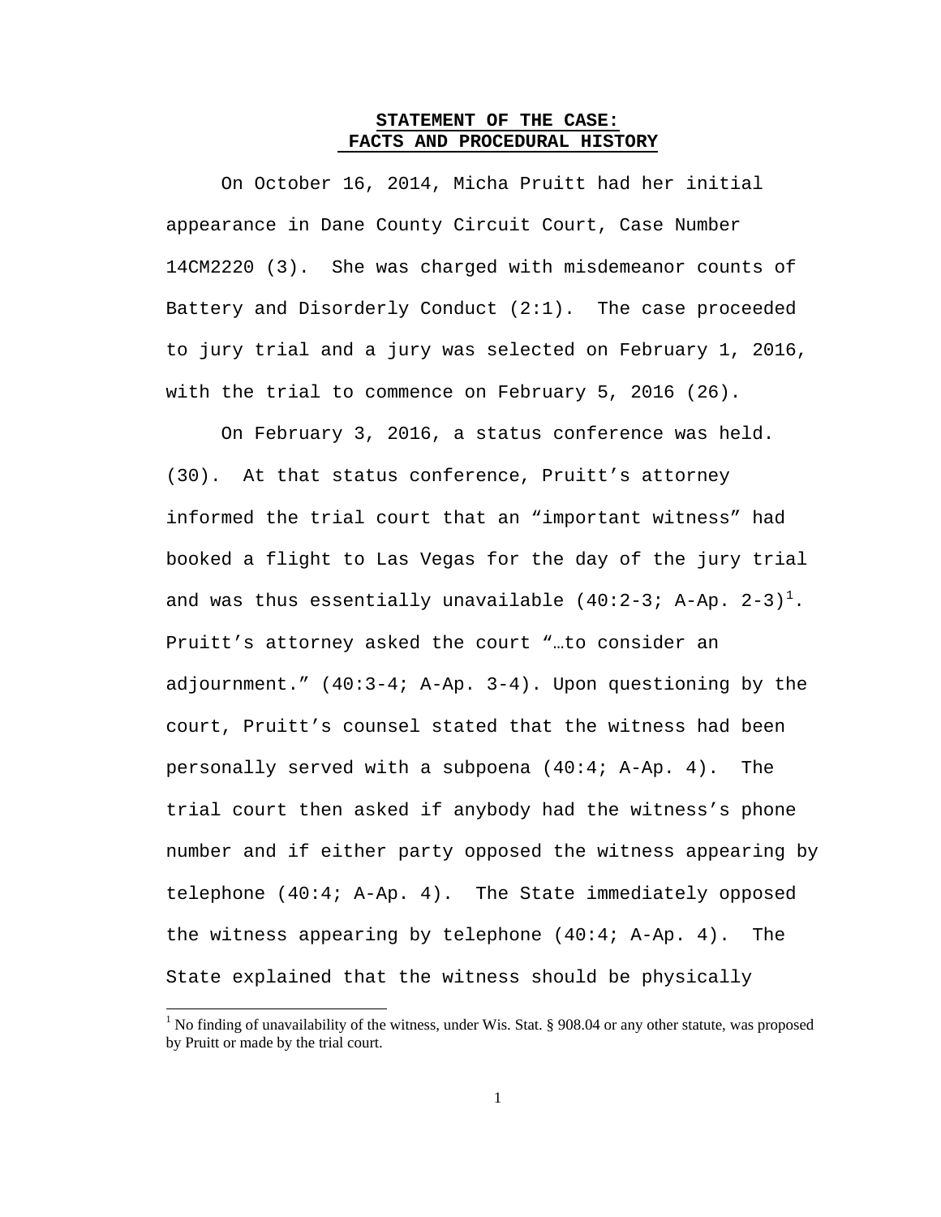## **STATEMENT OF THE CASE: FACTS AND PROCEDURAL HISTORY**

On October 16, 2014, Micha Pruitt had her initial appearance in Dane County Circuit Court, Case Number 14CM2220 (3). She was charged with misdemeanor counts of Battery and Disorderly Conduct (2:1). The case proceeded to jury trial and a jury was selected on February 1, 2016, with the trial to commence on February 5, 2016 (26).

On February 3, 2016, a status conference was held. (30). At that status conference, Pruitt's attorney informed the trial court that an "important witness" had booked a flight to Las Vegas for the day of the jury trial and was thus essentially unavailable (40:2-3; A-Ap. 2-3)[1]. Pruitt's attorney asked the court "…to consider an adjournment." (40:3-4; A-Ap. 3-4). Upon questioning by the court, Pruitt's counsel stated that the witness had been personally served with a subpoena (40:4; A-Ap. 4). The trial court then asked if anybody had the witness's phone number and if either party opposed the witness appearing by telephone (40:4; A-Ap. 4). The State immediately opposed the witness appearing by telephone (40:4; A-Ap. 4). The State explained that the witness should be physically

[1] No finding of unavailability of the witness, under Wis. Stat. § 908.04 or any other statute, was proposed by Pruitt or made by the trial court.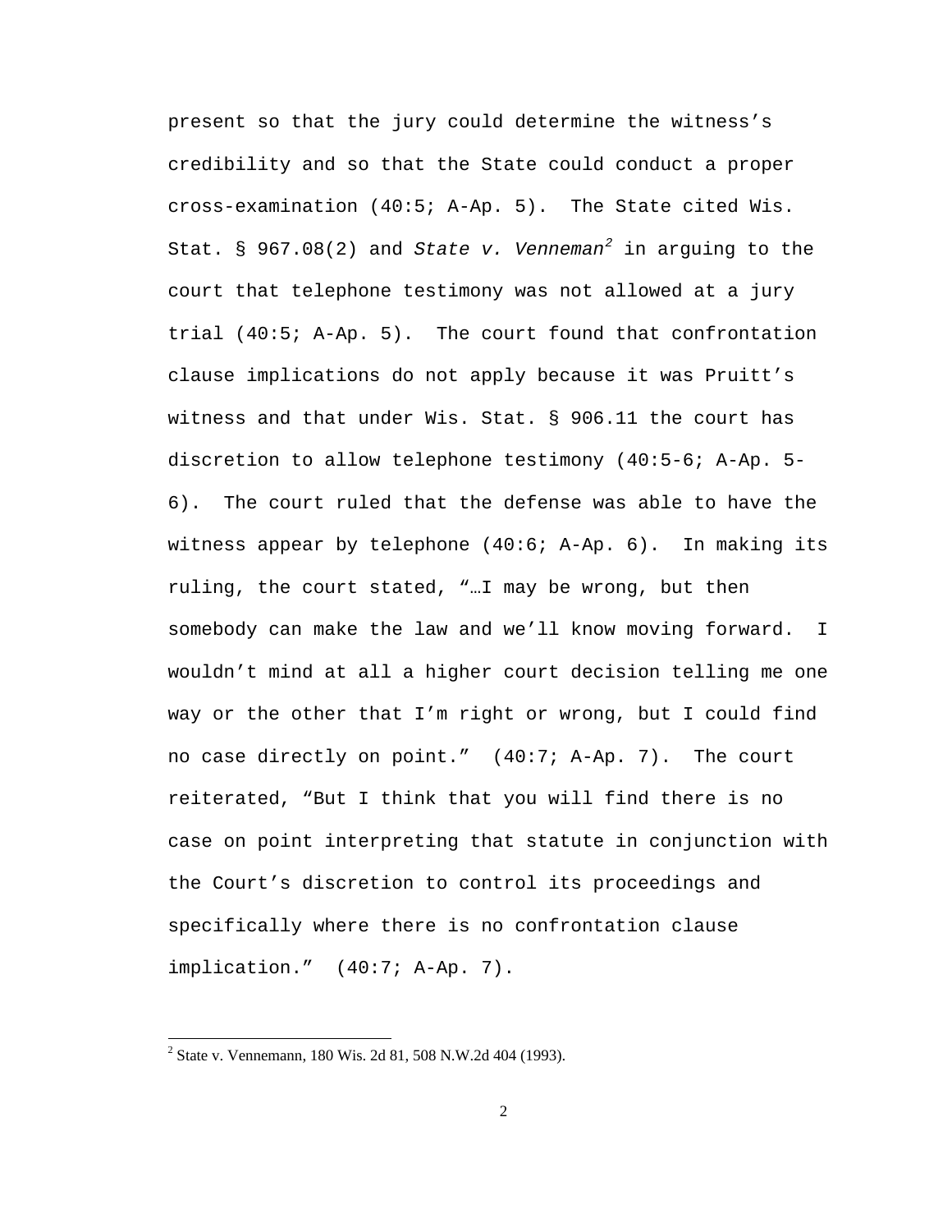present so that the jury could determine the witness's credibility and so that the State could conduct a proper cross-examination (40:5; A-Ap. 5). The State cited Wis. Stat. § 967.08(2) and *State v. Venneman*[2] in arguing to the court that telephone testimony was not allowed at a jury trial (40:5; A-Ap. 5). The court found that confrontation clause implications do not apply because it was Pruitt's witness and that under Wis. Stat. § 906.11 the court has discretion to allow telephone testimony (40:5-6; A-Ap. 5-6). The court ruled that the defense was able to have the witness appear by telephone (40:6; A-Ap. 6). In making its ruling, the court stated, "…I may be wrong, but then somebody can make the law and we'll know moving forward. I wouldn't mind at all a higher court decision telling me one way or the other that I'm right or wrong, but I could find no case directly on point." (40:7; A-Ap. 7). The court reiterated, "But I think that you will find there is no case on point interpreting that statute in conjunction with the Court's discretion to control its proceedings and specifically where there is no confrontation clause implication." (40:7; A-Ap. 7).

---

[2] State v. Vennemann, 180 Wis. 2d 81, 508 N.W.2d 404 (1993).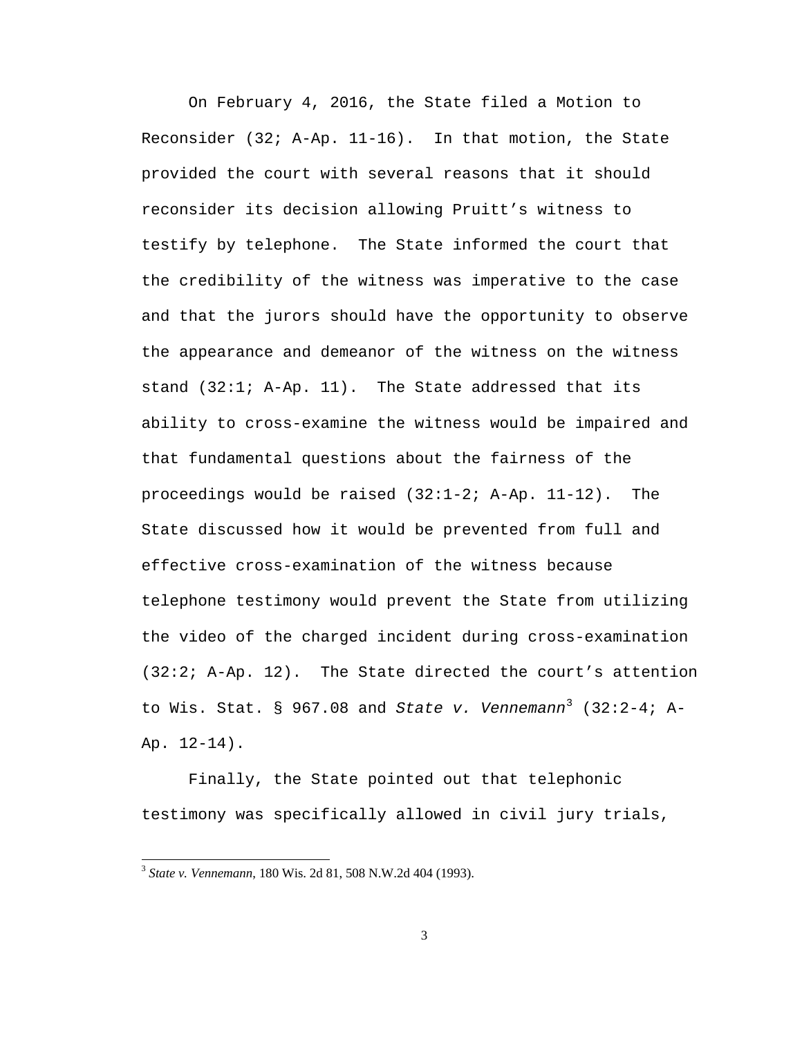On February 4, 2016, the State filed a Motion to Reconsider (32; A-Ap. 11-16). In that motion, the State provided the court with several reasons that it should reconsider its decision allowing Pruitt's witness to testify by telephone. The State informed the court that the credibility of the witness was imperative to the case and that the jurors should have the opportunity to observe the appearance and demeanor of the witness on the witness stand (32:1; A-Ap. 11). The State addressed that its ability to cross-examine the witness would be impaired and that fundamental questions about the fairness of the proceedings would be raised (32:1-2; A-Ap. 11-12). The State discussed how it would be prevented from full and effective cross-examination of the witness because telephone testimony would prevent the State from utilizing the video of the charged incident during cross-examination (32:2; A-Ap. 12). The State directed the court's attention to Wis. Stat. § 967.08 and *State v. Vennemann*[3] (32:2-4; A-Ap. 12-14).

Finally, the State pointed out that telephonic testimony was specifically allowed in civil jury trials,

[3] *State v. Vennemann*, 180 Wis. 2d 81, 508 N.W.2d 404 (1993).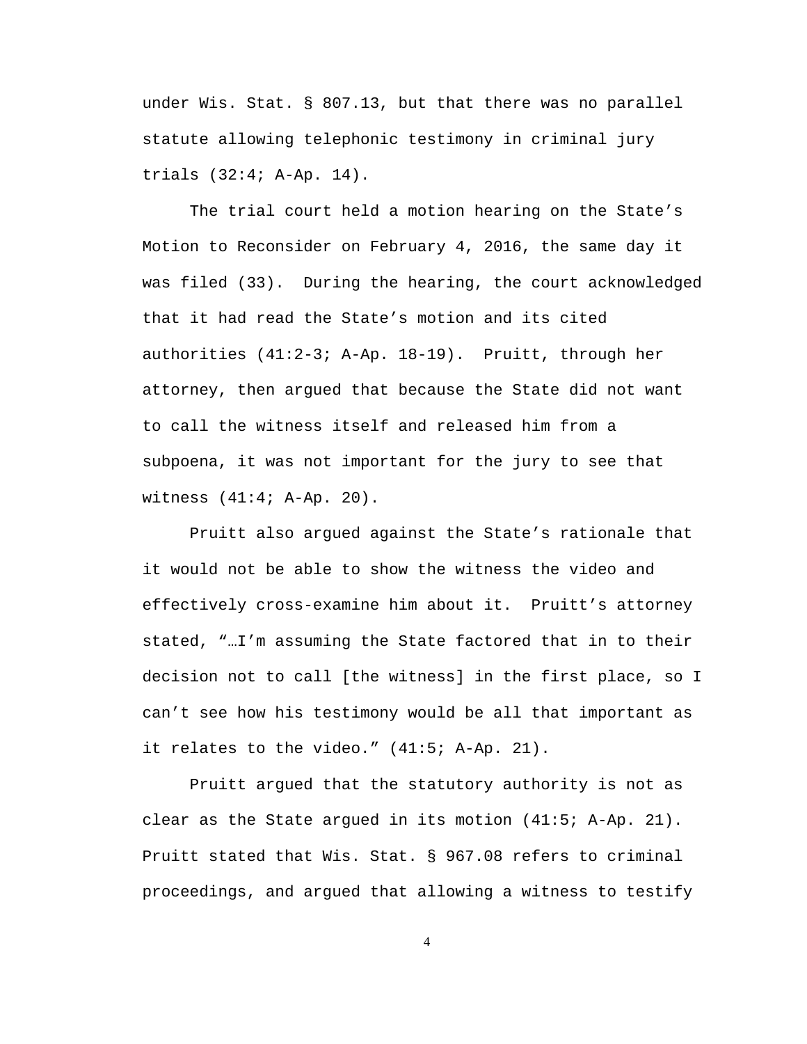under Wis. Stat. § 807.13, but that there was no parallel statute allowing telephonic testimony in criminal jury trials (32:4; A-Ap. 14).

The trial court held a motion hearing on the State's Motion to Reconsider on February 4, 2016, the same day it was filed (33). During the hearing, the court acknowledged that it had read the State's motion and its cited authorities (41:2-3; A-Ap. 18-19). Pruitt, through her attorney, then argued that because the State did not want to call the witness itself and released him from a subpoena, it was not important for the jury to see that witness (41:4; A-Ap. 20).

Pruitt also argued against the State's rationale that it would not be able to show the witness the video and effectively cross-examine him about it. Pruitt's attorney stated, "…I'm assuming the State factored that in to their decision not to call [the witness] in the first place, so I can't see how his testimony would be all that important as it relates to the video." (41:5; A-Ap. 21).

Pruitt argued that the statutory authority is not as clear as the State argued in its motion (41:5; A-Ap. 21). Pruitt stated that Wis. Stat. § 967.08 refers to criminal proceedings, and argued that allowing a witness to testify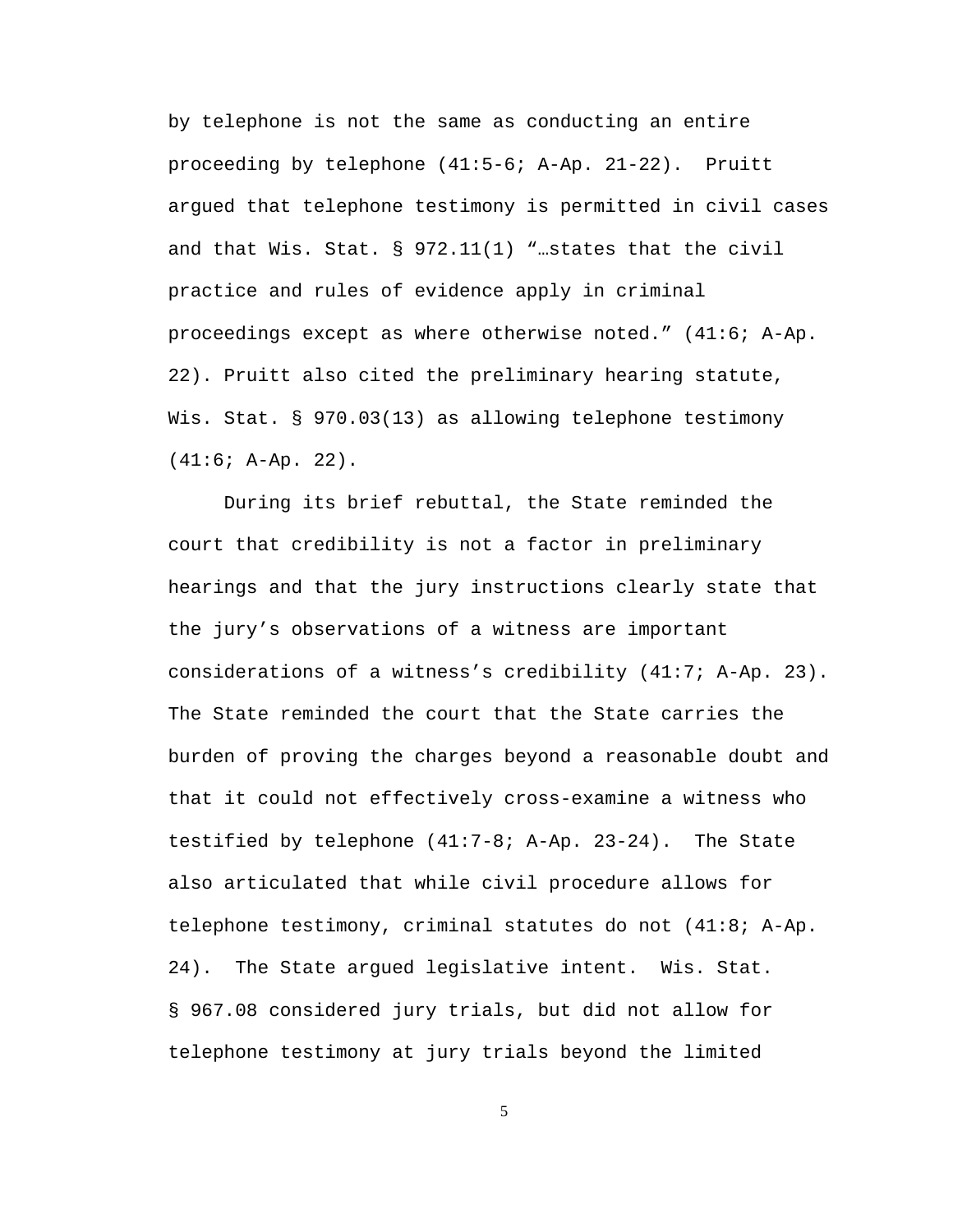by telephone is not the same as conducting an entire proceeding by telephone (41:5-6; A-Ap. 21-22). Pruitt argued that telephone testimony is permitted in civil cases and that Wis. Stat. § 972.11(1) "…states that the civil practice and rules of evidence apply in criminal proceedings except as where otherwise noted." (41:6; A-Ap. 22). Pruitt also cited the preliminary hearing statute, Wis. Stat. § 970.03(13) as allowing telephone testimony (41:6; A-Ap. 22).

During its brief rebuttal, the State reminded the court that credibility is not a factor in preliminary hearings and that the jury instructions clearly state that the jury's observations of a witness are important considerations of a witness's credibility (41:7; A-Ap. 23). The State reminded the court that the State carries the burden of proving the charges beyond a reasonable doubt and that it could not effectively cross-examine a witness who testified by telephone (41:7-8; A-Ap. 23-24). The State also articulated that while civil procedure allows for telephone testimony, criminal statutes do not (41:8; A-Ap. 24). The State argued legislative intent. Wis. Stat. § 967.08 considered jury trials, but did not allow for telephone testimony at jury trials beyond the limited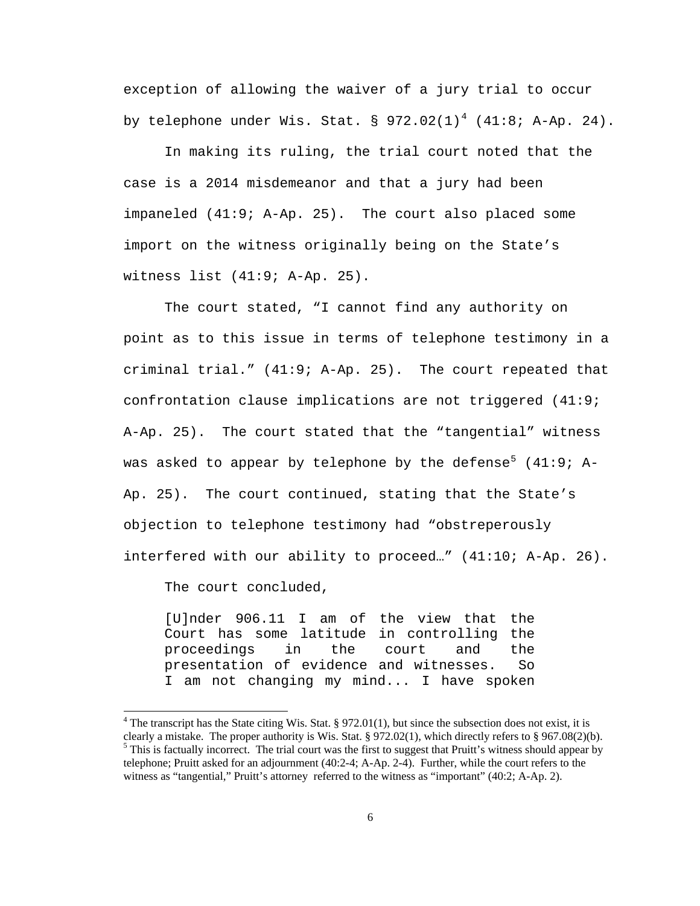exception of allowing the waiver of a jury trial to occur by telephone under Wis. Stat. § 972.02(1)[4] (41:8; A-Ap. 24).

In making its ruling, the trial court noted that the case is a 2014 misdemeanor and that a jury had been impaneled (41:9; A-Ap. 25). The court also placed some import on the witness originally being on the State's witness list (41:9; A-Ap. 25).

The court stated, "I cannot find any authority on point as to this issue in terms of telephone testimony in a criminal trial." (41:9; A-Ap. 25). The court repeated that confrontation clause implications are not triggered (41:9; A-Ap. 25). The court stated that the "tangential" witness was asked to appear by telephone by the defense[5] (41:9; A-Ap. 25). The court continued, stating that the State's objection to telephone testimony had "obstreperously interfered with our ability to proceed…" (41:10; A-Ap. 26).

The court concluded,

> [U]nder 906.11 I am of the view that the Court has some latitude in controlling the proceedings in the court and the presentation of evidence and witnesses. So I am not changing my mind... I have spoken

---

[4] The transcript has the State citing Wis. Stat. § 972.01(1), but since the subsection does not exist, it is clearly a mistake. The proper authority is Wis. Stat. § 972.02(1), which directly refers to § 967.08(2)(b).

[5] This is factually incorrect. The trial court was the first to suggest that Pruitt's witness should appear by telephone; Pruitt asked for an adjournment (40:2-4; A-Ap. 2-4). Further, while the court refers to the witness as "tangential," Pruitt's attorney referred to the witness as "important" (40:2; A-Ap. 2).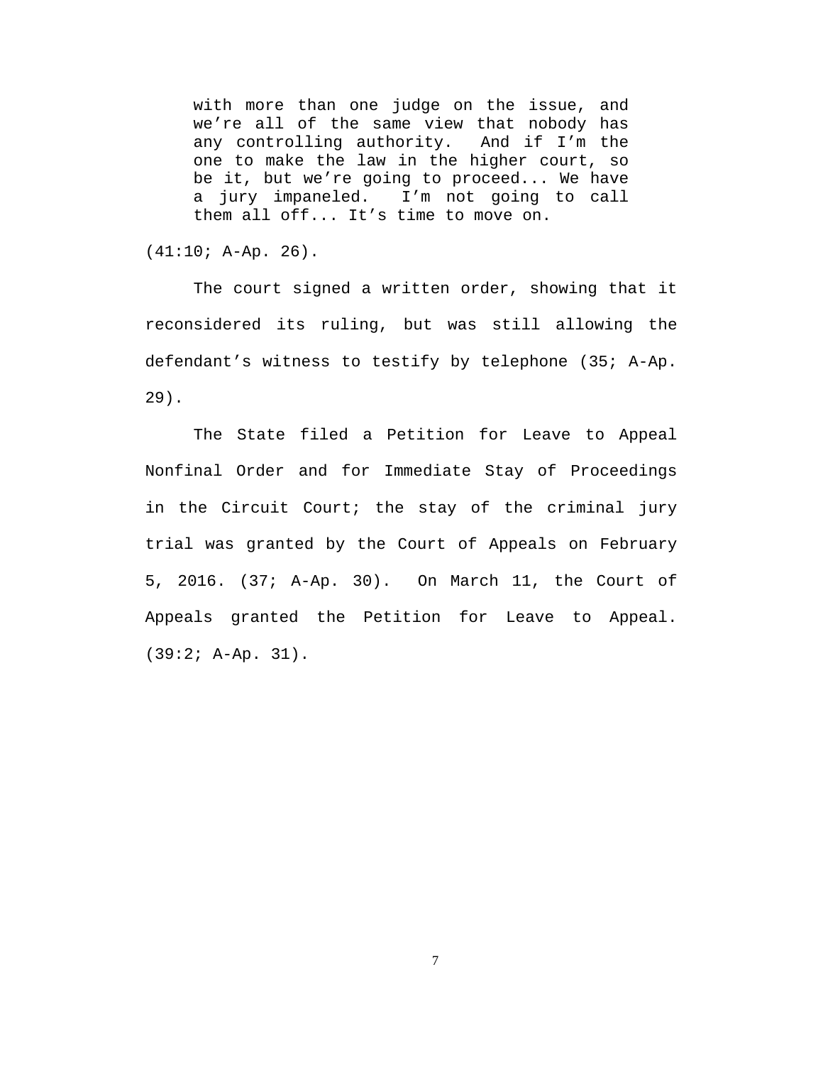> with more than one judge on the issue, and we’re all of the same view that nobody has any controlling authority. And if I’m the one to make the law in the higher court, so be it, but we’re going to proceed... We have a jury impaneled. I’m not going to call them all off... It’s time to move on.

(41:10; A-Ap. 26).

The court signed a written order, showing that it reconsidered its ruling, but was still allowing the defendant’s witness to testify by telephone (35; A-Ap. 29).

The State filed a Petition for Leave to Appeal Nonfinal Order and for Immediate Stay of Proceedings in the Circuit Court; the stay of the criminal jury trial was granted by the Court of Appeals on February 5, 2016. (37; A-Ap. 30). On March 11, the Court of Appeals granted the Petition for Leave to Appeal. (39:2; A-Ap. 31).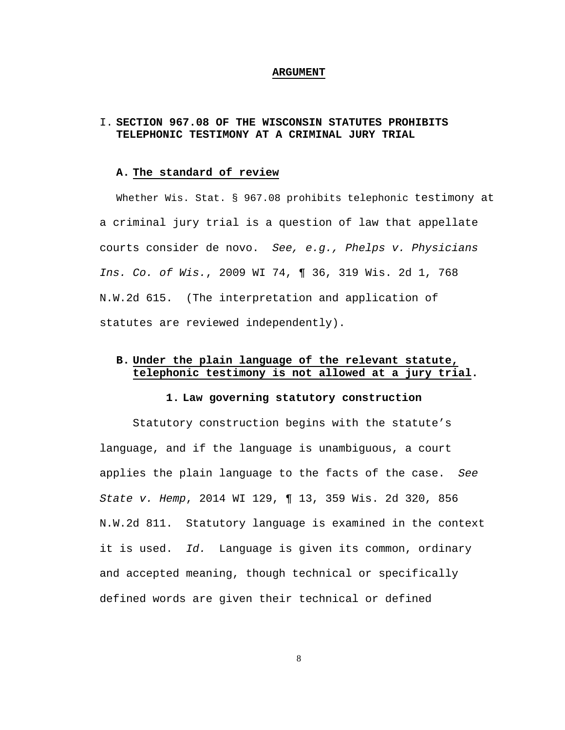## ARGUMENT

### I. SECTION 967.08 OF THE WISCONSIN STATUTES PROHIBITS TELEPHONIC TESTIMONY AT A CRIMINAL JURY TRIAL

#### A. The standard of review

Whether Wis. Stat. § 967.08 prohibits telephonic testimony at a criminal jury trial is a question of law that appellate courts consider de novo. *See, e.g., Phelps v. Physicians Ins. Co. of Wis.*, 2009 WI 74, ¶ 36, 319 Wis. 2d 1, 768 N.W.2d 615. (The interpretation and application of statutes are reviewed independently).

#### B. Under the plain language of the relevant statute, telephonic testimony is not allowed at a jury trial.

##### 1. Law governing statutory construction

Statutory construction begins with the statute's language, and if the language is unambiguous, a court applies the plain language to the facts of the case. *See State v. Hemp*, 2014 WI 129, ¶ 13, 359 Wis. 2d 320, 856 N.W.2d 811. Statutory language is examined in the context it is used. *Id.* Language is given its common, ordinary and accepted meaning, though technical or specifically defined words are given their technical or defined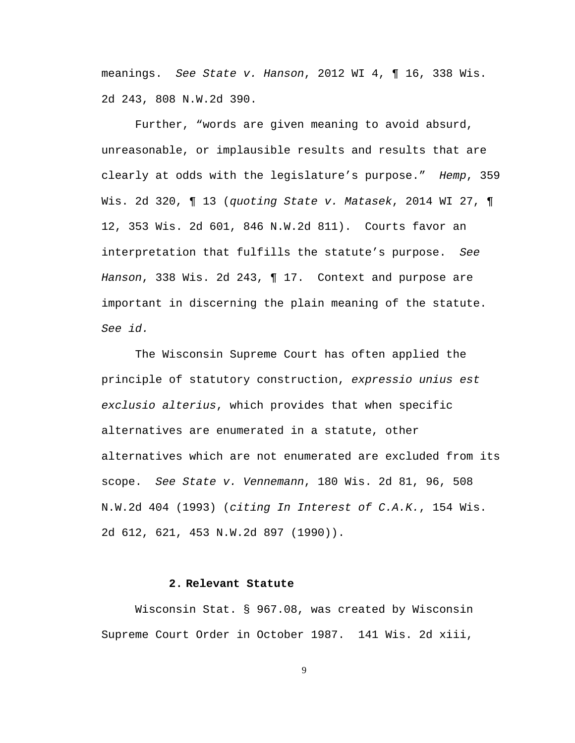meanings. *See State v. Hanson*, 2012 WI 4, ¶ 16, 338 Wis. 2d 243, 808 N.W.2d 390.

Further, "words are given meaning to avoid absurd, unreasonable, or implausible results and results that are clearly at odds with the legislature's purpose." *Hemp*, 359 Wis. 2d 320, ¶ 13 (*quoting State v. Matasek*, 2014 WI 27, ¶ 12, 353 Wis. 2d 601, 846 N.W.2d 811). Courts favor an interpretation that fulfills the statute's purpose. *See Hanson*, 338 Wis. 2d 243, ¶ 17. Context and purpose are important in discerning the plain meaning of the statute. *See id.*

The Wisconsin Supreme Court has often applied the principle of statutory construction, *expressio unius est exclusio alterius*, which provides that when specific alternatives are enumerated in a statute, other alternatives which are not enumerated are excluded from its scope. *See State v. Vennemann*, 180 Wis. 2d 81, 96, 508 N.W.2d 404 (1993) (*citing In Interest of C.A.K.*, 154 Wis. 2d 612, 621, 453 N.W.2d 897 (1990)).

**2. Relevant Statute**

Wisconsin Stat. § 967.08, was created by Wisconsin Supreme Court Order in October 1987. 141 Wis. 2d xiii,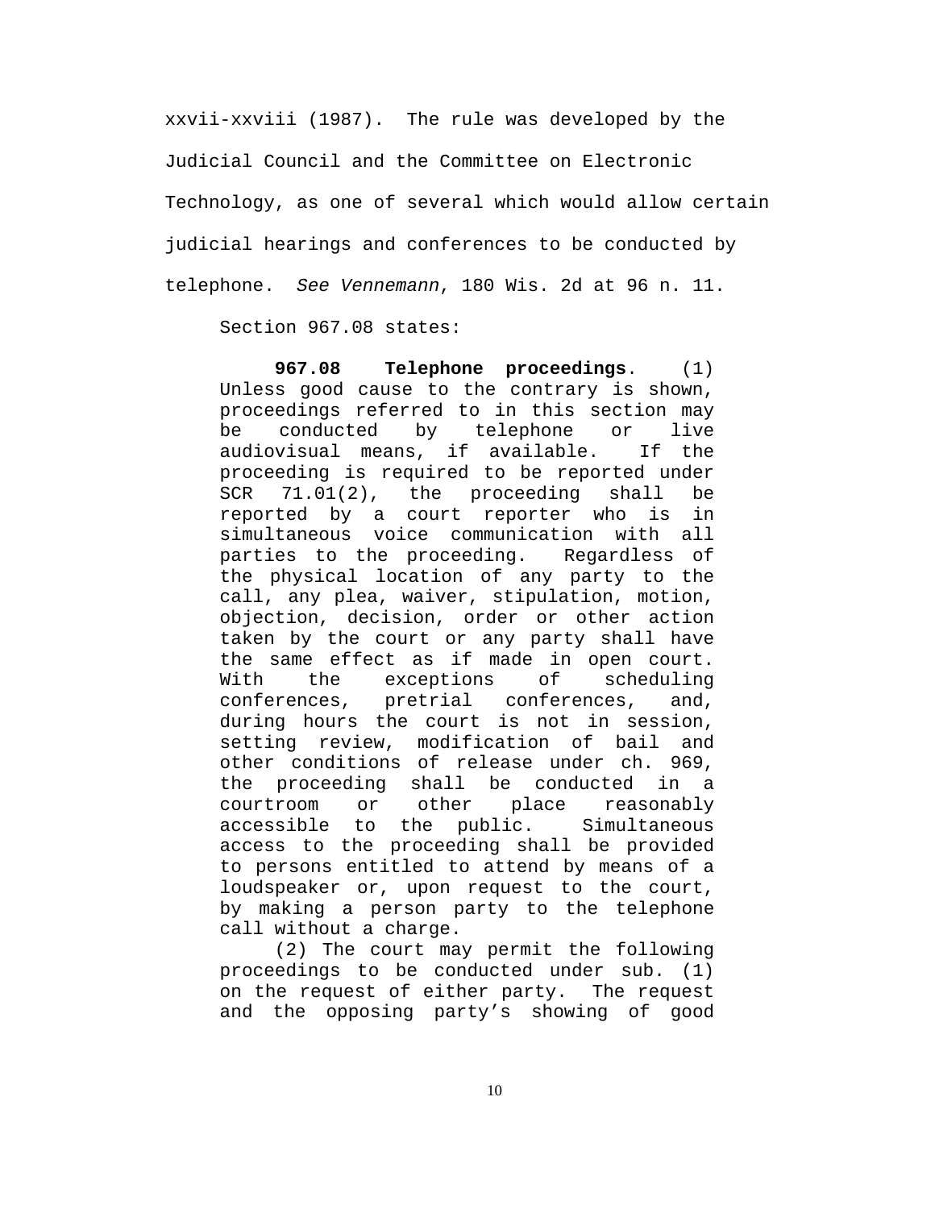xxvii-xxviii (1987). The rule was developed by the Judicial Council and the Committee on Electronic Technology, as one of several which would allow certain judicial hearings and conferences to be conducted by telephone. *See Vennemann*, 180 Wis. 2d at 96 n. 11.

Section 967.08 states:

> **967.08 Telephone proceedings**. (1) Unless good cause to the contrary is shown, proceedings referred to in this section may be conducted by telephone or live audiovisual means, if available. If the proceeding is required to be reported under SCR 71.01(2), the proceeding shall be reported by a court reporter who is in simultaneous voice communication with all parties to the proceeding. Regardless of the physical location of any party to the call, any plea, waiver, stipulation, motion, objection, decision, order or other action taken by the court or any party shall have the same effect as if made in open court. With the exceptions of scheduling conferences, pretrial conferences, and, during hours the court is not in session, setting review, modification of bail and other conditions of release under ch. 969, the proceeding shall be conducted in a courtroom or other place reasonably accessible to the public. Simultaneous access to the proceeding shall be provided to persons entitled to attend by means of a loudspeaker or, upon request to the court, by making a person party to the telephone call without a charge.
>
> (2) The court may permit the following proceedings to be conducted under sub. (1) on the request of either party. The request and the opposing party's showing of good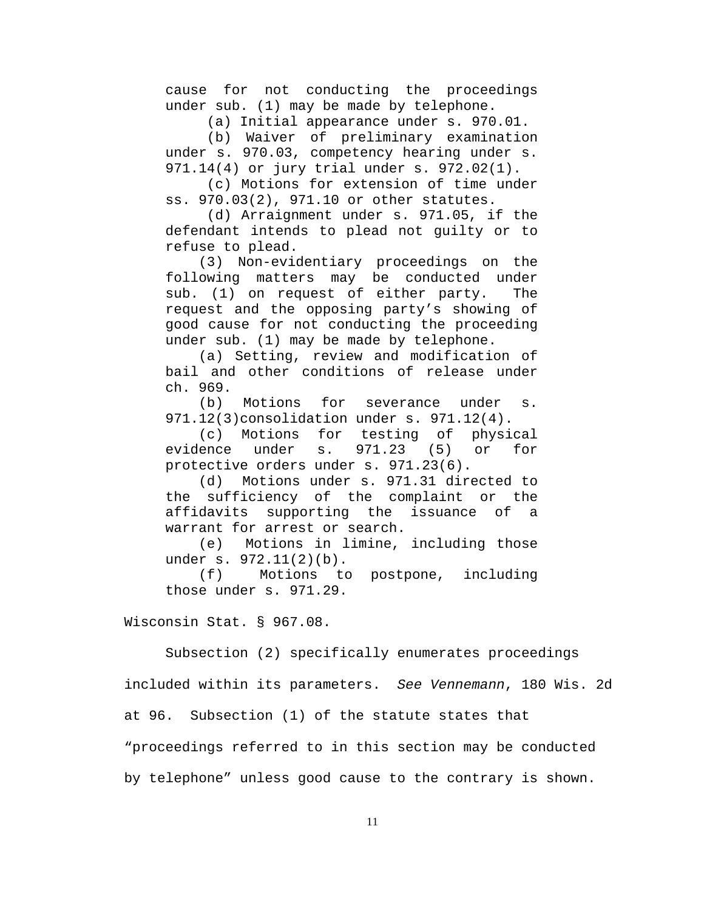> cause for not conducting the proceedings under sub. (1) may be made by telephone.
>
> (a) Initial appearance under s. 970.01.
>
> (b) Waiver of preliminary examination under s. 970.03, competency hearing under s. 971.14(4) or jury trial under s. 972.02(1).
>
> (c) Motions for extension of time under ss. 970.03(2), 971.10 or other statutes.
>
> (d) Arraignment under s. 971.05, if the defendant intends to plead not guilty or to refuse to plead.
>
> (3) Non-evidentiary proceedings on the following matters may be conducted under sub. (1) on request of either party. The request and the opposing party's showing of good cause for not conducting the proceeding under sub. (1) may be made by telephone.
>
> (a) Setting, review and modification of bail and other conditions of release under ch. 969.
>
> (b) Motions for severance under s. 971.12(3)consolidation under s. 971.12(4).
>
> (c) Motions for testing of physical evidence under s. 971.23 (5) or for protective orders under s. 971.23(6).
>
> (d) Motions under s. 971.31 directed to the sufficiency of the complaint or the affidavits supporting the issuance of a warrant for arrest or search.
>
> (e) Motions in limine, including those under s. 972.11(2)(b).
>
> (f) Motions to postpone, including those under s. 971.29.

Wisconsin Stat. § 967.08.

Subsection (2) specifically enumerates proceedings included within its parameters. *See Vennemann*, 180 Wis. 2d at 96. Subsection (1) of the statute states that "proceedings referred to in this section may be conducted by telephone" unless good cause to the contrary is shown.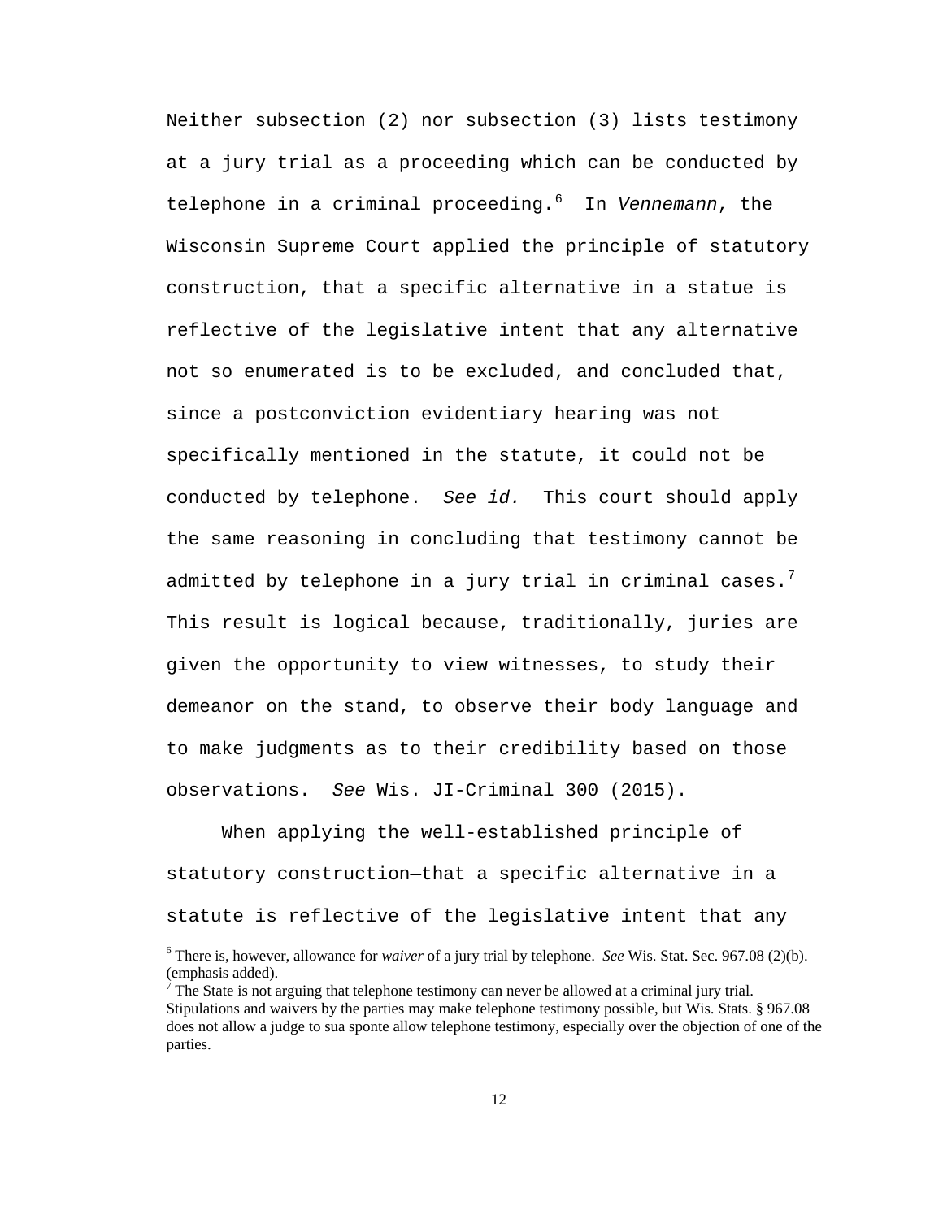Neither subsection (2) nor subsection (3) lists testimony at a jury trial as a proceeding which can be conducted by telephone in a criminal proceeding.[6] In *Vennemann*, the Wisconsin Supreme Court applied the principle of statutory construction, that a specific alternative in a statue is reflective of the legislative intent that any alternative not so enumerated is to be excluded, and concluded that, since a postconviction evidentiary hearing was not specifically mentioned in the statute, it could not be conducted by telephone. *See id.* This court should apply the same reasoning in concluding that testimony cannot be admitted by telephone in a jury trial in criminal cases.[7] This result is logical because, traditionally, juries are given the opportunity to view witnesses, to study their demeanor on the stand, to observe their body language and to make judgments as to their credibility based on those observations. *See* Wis. JI-Criminal 300 (2015).

When applying the well-established principle of statutory construction—that a specific alternative in a statute is reflective of the legislative intent that any

---

[6] There is, however, allowance for *waiver* of a jury trial by telephone. *See* Wis. Stat. Sec. 967.08 (2)(b). (emphasis added).

[7] The State is not arguing that telephone testimony can never be allowed at a criminal jury trial. Stipulations and waivers by the parties may make telephone testimony possible, but Wis. Stats. § 967.08 does not allow a judge to sua sponte allow telephone testimony, especially over the objection of one of the parties.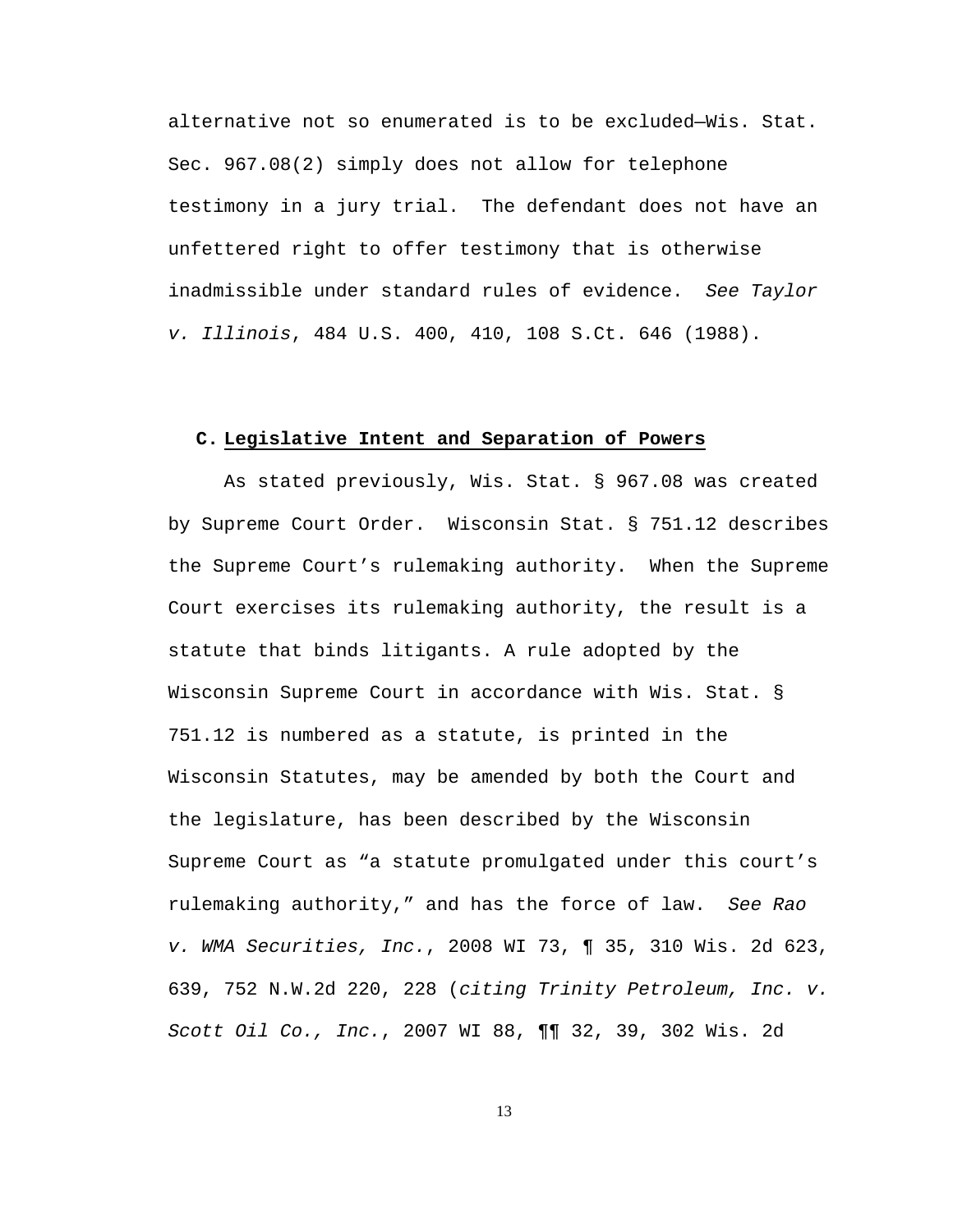alternative not so enumerated is to be excluded—Wis. Stat. Sec. 967.08(2) simply does not allow for telephone testimony in a jury trial. The defendant does not have an unfettered right to offer testimony that is otherwise inadmissible under standard rules of evidence. *See Taylor v. Illinois*, 484 U.S. 400, 410, 108 S.Ct. 646 (1988).

### C. **Legislative Intent and Separation of Powers**

As stated previously, Wis. Stat. § 967.08 was created by Supreme Court Order. Wisconsin Stat. § 751.12 describes the Supreme Court's rulemaking authority. When the Supreme Court exercises its rulemaking authority, the result is a statute that binds litigants. A rule adopted by the Wisconsin Supreme Court in accordance with Wis. Stat. § 751.12 is numbered as a statute, is printed in the Wisconsin Statutes, may be amended by both the Court and the legislature, has been described by the Wisconsin Supreme Court as "a statute promulgated under this court's rulemaking authority," and has the force of law. *See Rao v. WMA Securities, Inc.*, 2008 WI 73, ¶ 35, 310 Wis. 2d 623, 639, 752 N.W.2d 220, 228 (*citing Trinity Petroleum, Inc. v. Scott Oil Co., Inc.*, 2007 WI 88, ¶¶ 32, 39, 302 Wis. 2d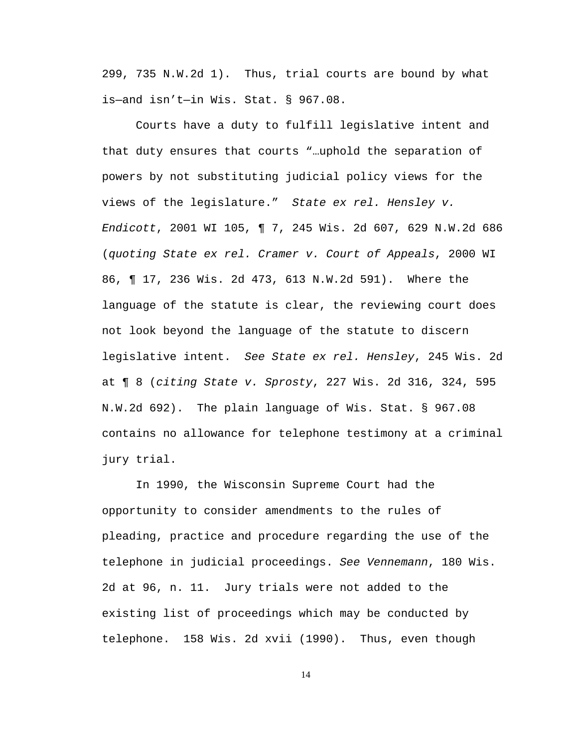299, 735 N.W.2d 1). Thus, trial courts are bound by what is—and isn't—in Wis. Stat. § 967.08.

Courts have a duty to fulfill legislative intent and that duty ensures that courts "…uphold the separation of powers by not substituting judicial policy views for the views of the legislature." *State ex rel. Hensley v. Endicott*, 2001 WI 105, ¶ 7, 245 Wis. 2d 607, 629 N.W.2d 686 (*quoting State ex rel. Cramer v. Court of Appeals*, 2000 WI 86, ¶ 17, 236 Wis. 2d 473, 613 N.W.2d 591). Where the language of the statute is clear, the reviewing court does not look beyond the language of the statute to discern legislative intent. *See State ex rel. Hensley*, 245 Wis. 2d at ¶ 8 (*citing State v. Sprosty*, 227 Wis. 2d 316, 324, 595 N.W.2d 692). The plain language of Wis. Stat. § 967.08 contains no allowance for telephone testimony at a criminal jury trial.

In 1990, the Wisconsin Supreme Court had the opportunity to consider amendments to the rules of pleading, practice and procedure regarding the use of the telephone in judicial proceedings. *See Vennemann*, 180 Wis. 2d at 96, n. 11. Jury trials were not added to the existing list of proceedings which may be conducted by telephone. 158 Wis. 2d xvii (1990). Thus, even though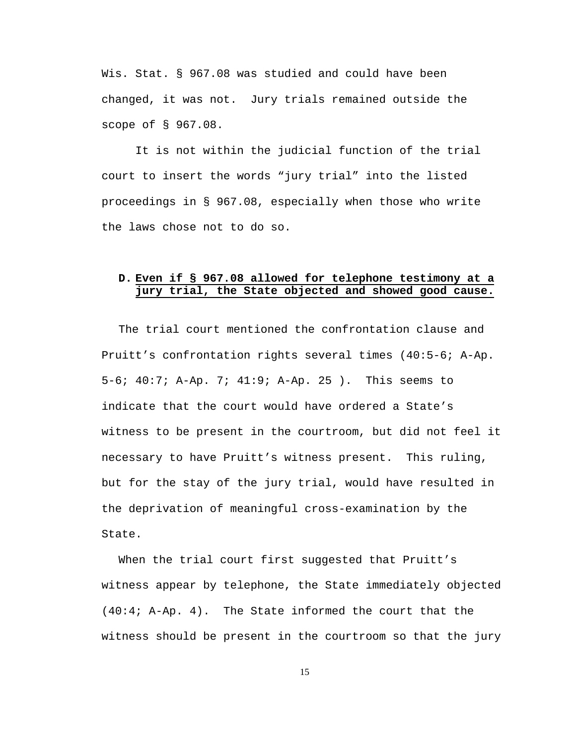Wis. Stat. § 967.08 was studied and could have been changed, it was not. Jury trials remained outside the scope of § 967.08.

It is not within the judicial function of the trial court to insert the words "jury trial" into the listed proceedings in § 967.08, especially when those who write the laws chose not to do so.

### D. Even if § 967.08 allowed for telephone testimony at a jury trial, the State objected and showed good cause.

The trial court mentioned the confrontation clause and Pruitt's confrontation rights several times (40:5-6; A-Ap. 5-6; 40:7; A-Ap. 7; 41:9; A-Ap. 25 ). This seems to indicate that the court would have ordered a State's witness to be present in the courtroom, but did not feel it necessary to have Pruitt's witness present. This ruling, but for the stay of the jury trial, would have resulted in the deprivation of meaningful cross-examination by the State.

When the trial court first suggested that Pruitt's witness appear by telephone, the State immediately objected (40:4; A-Ap. 4). The State informed the court that the witness should be present in the courtroom so that the jury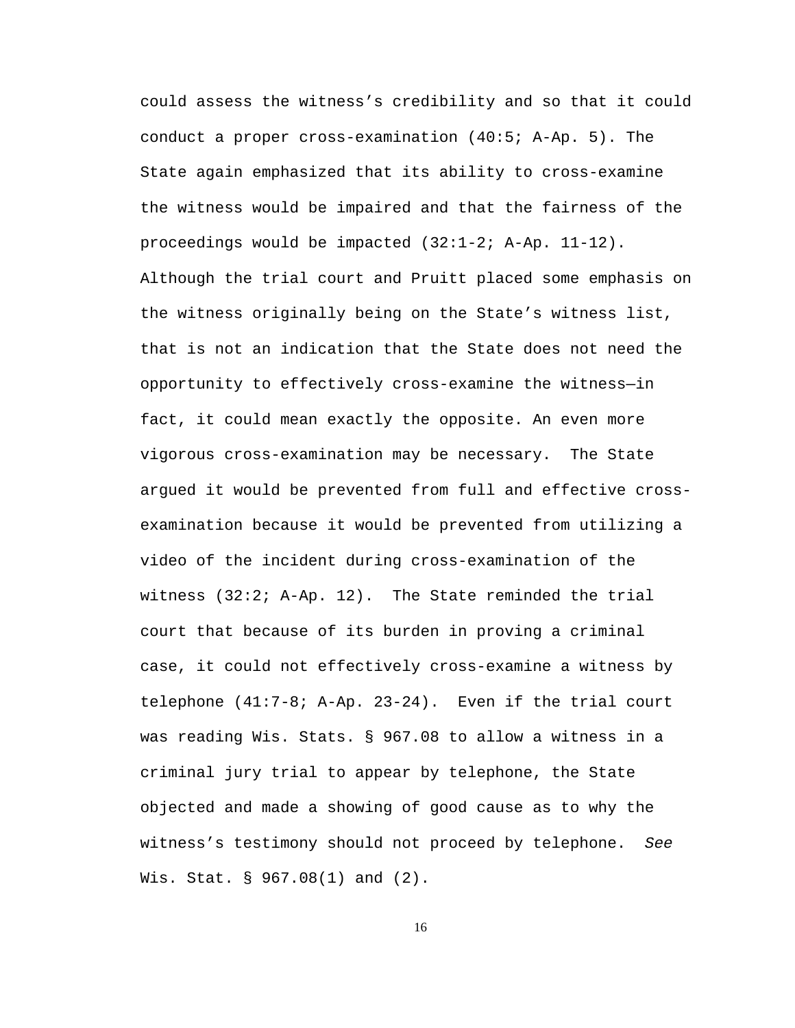could assess the witness's credibility and so that it could conduct a proper cross-examination (40:5; A-Ap. 5). The State again emphasized that its ability to cross-examine the witness would be impaired and that the fairness of the proceedings would be impacted (32:1-2; A-Ap. 11-12). Although the trial court and Pruitt placed some emphasis on the witness originally being on the State's witness list, that is not an indication that the State does not need the opportunity to effectively cross-examine the witness—in fact, it could mean exactly the opposite. An even more vigorous cross-examination may be necessary. The State argued it would be prevented from full and effective cross-examination because it would be prevented from utilizing a video of the incident during cross-examination of the witness (32:2; A-Ap. 12). The State reminded the trial court that because of its burden in proving a criminal case, it could not effectively cross-examine a witness by telephone (41:7-8; A-Ap. 23-24). Even if the trial court was reading Wis. Stats. § 967.08 to allow a witness in a criminal jury trial to appear by telephone, the State objected and made a showing of good cause as to why the witness's testimony should not proceed by telephone. *See* Wis. Stat. § 967.08(1) and (2).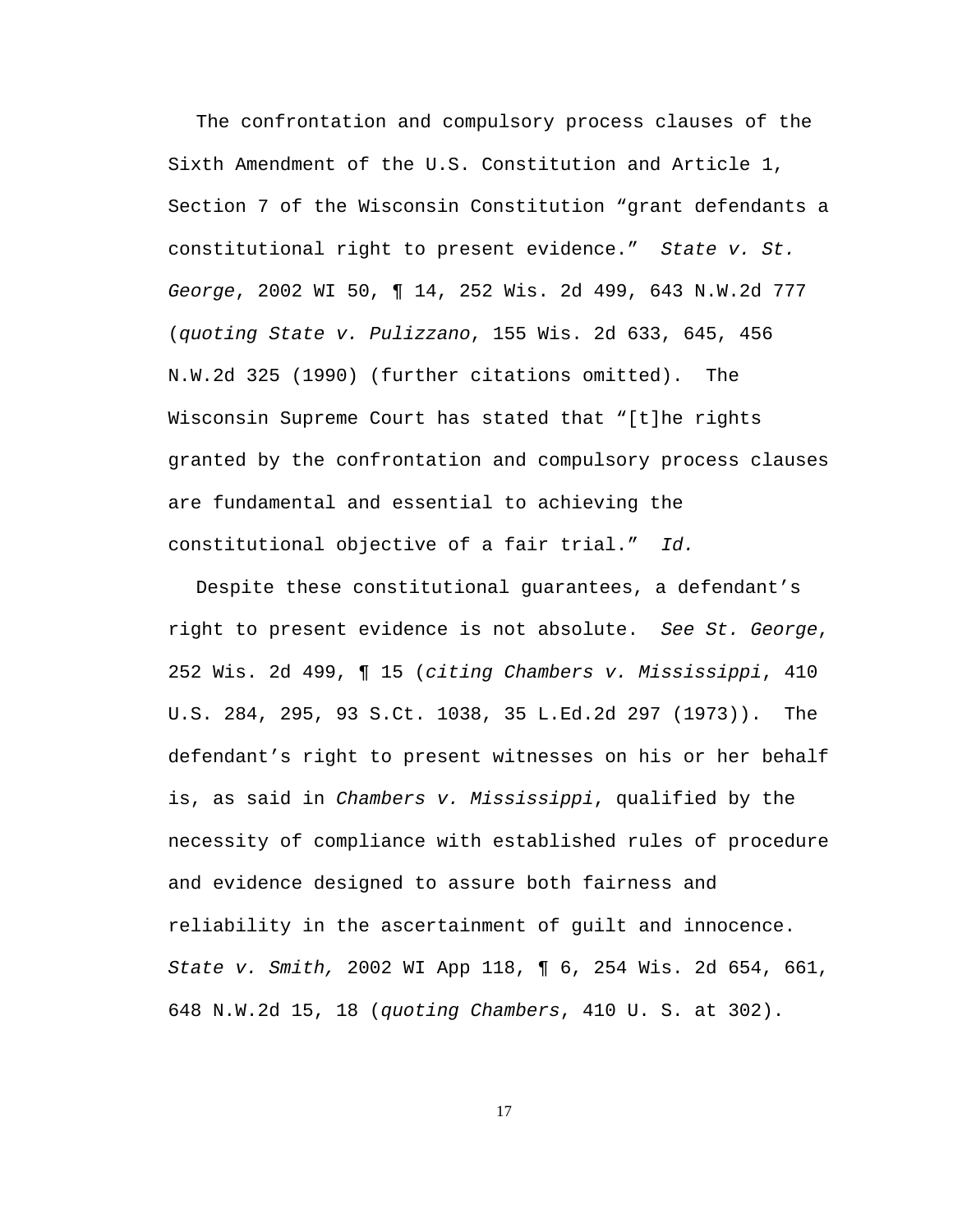The confrontation and compulsory process clauses of the Sixth Amendment of the U.S. Constitution and Article 1, Section 7 of the Wisconsin Constitution "grant defendants a constitutional right to present evidence." *State v. St. George*, 2002 WI 50, ¶ 14, 252 Wis. 2d 499, 643 N.W.2d 777 (*quoting State v. Pulizzano*, 155 Wis. 2d 633, 645, 456 N.W.2d 325 (1990) (further citations omitted). The Wisconsin Supreme Court has stated that "[t]he rights granted by the confrontation and compulsory process clauses are fundamental and essential to achieving the constitutional objective of a fair trial." *Id.*

Despite these constitutional guarantees, a defendant's right to present evidence is not absolute. *See St. George*, 252 Wis. 2d 499, ¶ 15 (*citing Chambers v. Mississippi*, 410 U.S. 284, 295, 93 S.Ct. 1038, 35 L.Ed.2d 297 (1973)). The defendant's right to present witnesses on his or her behalf is, as said in *Chambers v. Mississippi*, qualified by the necessity of compliance with established rules of procedure and evidence designed to assure both fairness and reliability in the ascertainment of guilt and innocence. *State v. Smith,* 2002 WI App 118, ¶ 6, 254 Wis. 2d 654, 661, 648 N.W.2d 15, 18 (*quoting Chambers*, 410 U. S. at 302).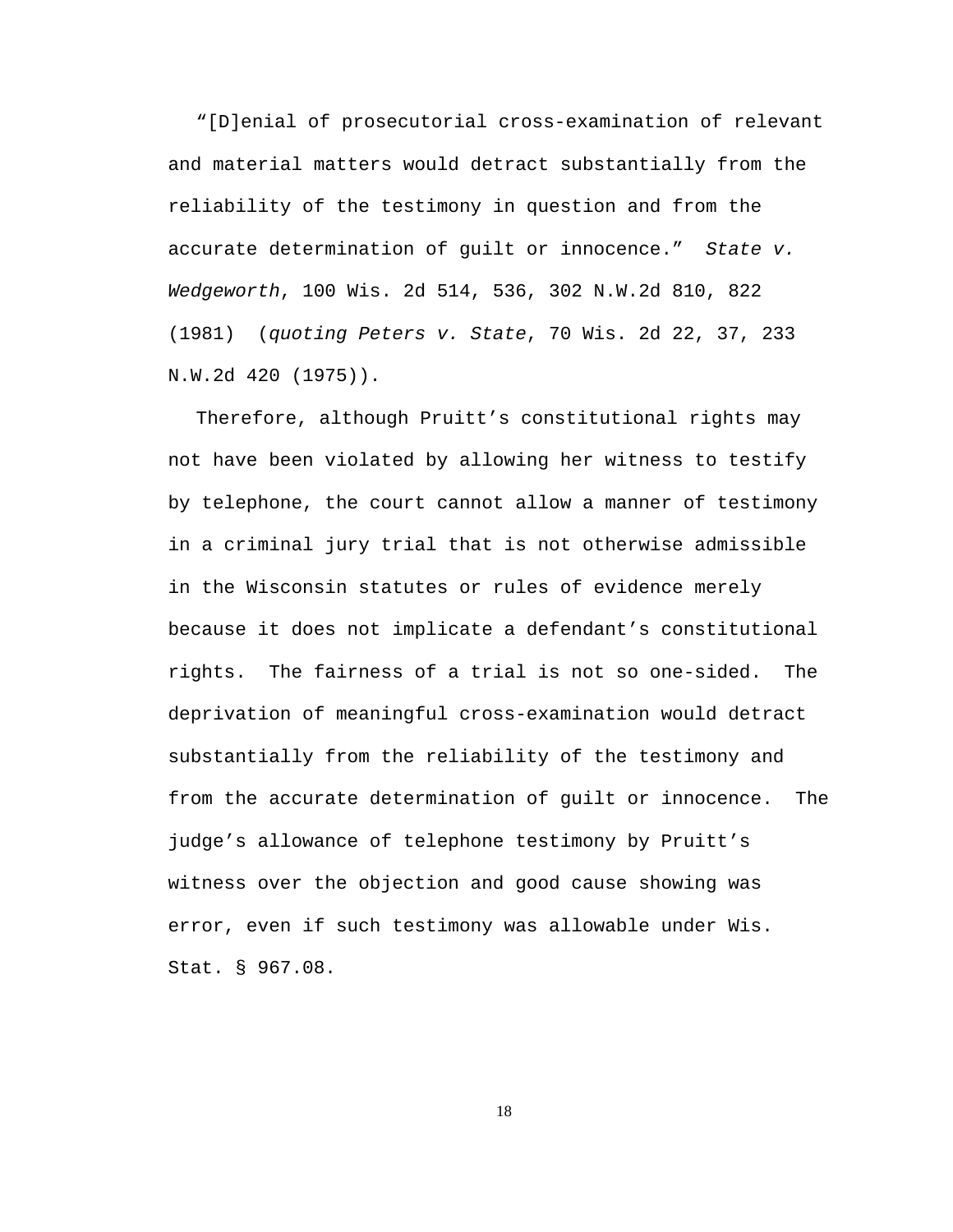"[D]enial of prosecutorial cross-examination of relevant and material matters would detract substantially from the reliability of the testimony in question and from the accurate determination of guilt or innocence." *State v. Wedgeworth*, 100 Wis. 2d 514, 536, 302 N.W.2d 810, 822 (1981) (*quoting Peters v. State*, 70 Wis. 2d 22, 37, 233 N.W.2d 420 (1975)).

Therefore, although Pruitt's constitutional rights may not have been violated by allowing her witness to testify by telephone, the court cannot allow a manner of testimony in a criminal jury trial that is not otherwise admissible in the Wisconsin statutes or rules of evidence merely because it does not implicate a defendant's constitutional rights. The fairness of a trial is not so one-sided. The deprivation of meaningful cross-examination would detract substantially from the reliability of the testimony and from the accurate determination of guilt or innocence. The judge's allowance of telephone testimony by Pruitt's witness over the objection and good cause showing was error, even if such testimony was allowable under Wis. Stat. § 967.08.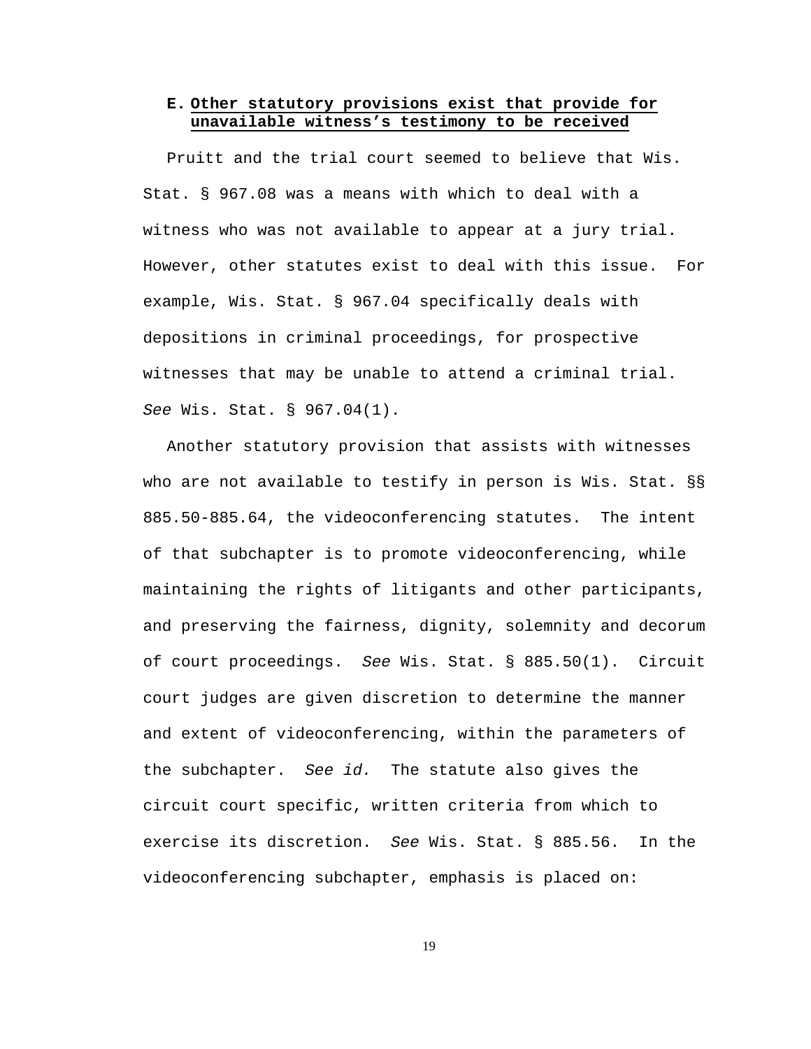### E. Other statutory provisions exist that provide for unavailable witness's testimony to be received

Pruitt and the trial court seemed to believe that Wis. Stat. § 967.08 was a means with which to deal with a witness who was not available to appear at a jury trial. However, other statutes exist to deal with this issue. For example, Wis. Stat. § 967.04 specifically deals with depositions in criminal proceedings, for prospective witnesses that may be unable to attend a criminal trial. *See* Wis. Stat. § 967.04(1).

Another statutory provision that assists with witnesses who are not available to testify in person is Wis. Stat. §§ 885.50-885.64, the videoconferencing statutes. The intent of that subchapter is to promote videoconferencing, while maintaining the rights of litigants and other participants, and preserving the fairness, dignity, solemnity and decorum of court proceedings. *See* Wis. Stat. § 885.50(1). Circuit court judges are given discretion to determine the manner and extent of videoconferencing, within the parameters of the subchapter. *See id.* The statute also gives the circuit court specific, written criteria from which to exercise its discretion. *See* Wis. Stat. § 885.56. In the videoconferencing subchapter, emphasis is placed on: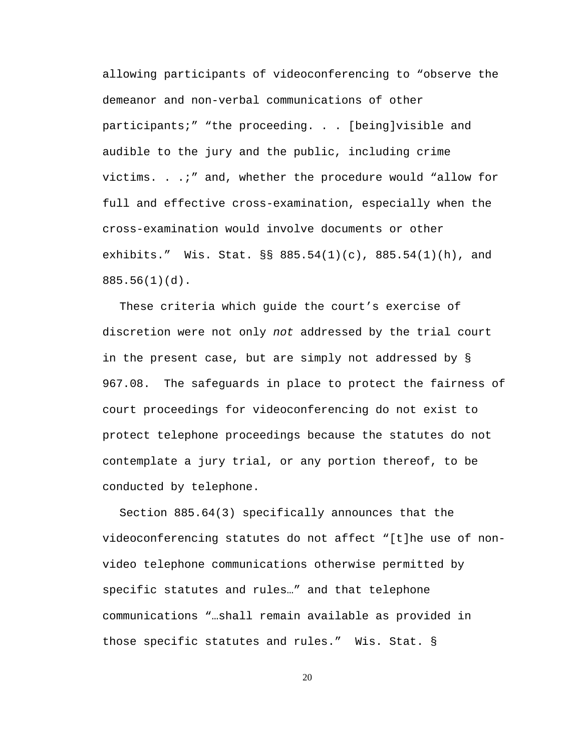allowing participants of videoconferencing to "observe the demeanor and non-verbal communications of other participants;" "the proceeding. . . [being]visible and audible to the jury and the public, including crime victims. . .;" and, whether the procedure would "allow for full and effective cross-examination, especially when the cross-examination would involve documents or other exhibits." Wis. Stat. §§ 885.54(1)(c), 885.54(1)(h), and 885.56(1)(d).

These criteria which guide the court's exercise of discretion were not only *not* addressed by the trial court in the present case, but are simply not addressed by § 967.08. The safeguards in place to protect the fairness of court proceedings for videoconferencing do not exist to protect telephone proceedings because the statutes do not contemplate a jury trial, or any portion thereof, to be conducted by telephone.

Section 885.64(3) specifically announces that the videoconferencing statutes do not affect "[t]he use of non-video telephone communications otherwise permitted by specific statutes and rules…" and that telephone communications "…shall remain available as provided in those specific statutes and rules." Wis. Stat. §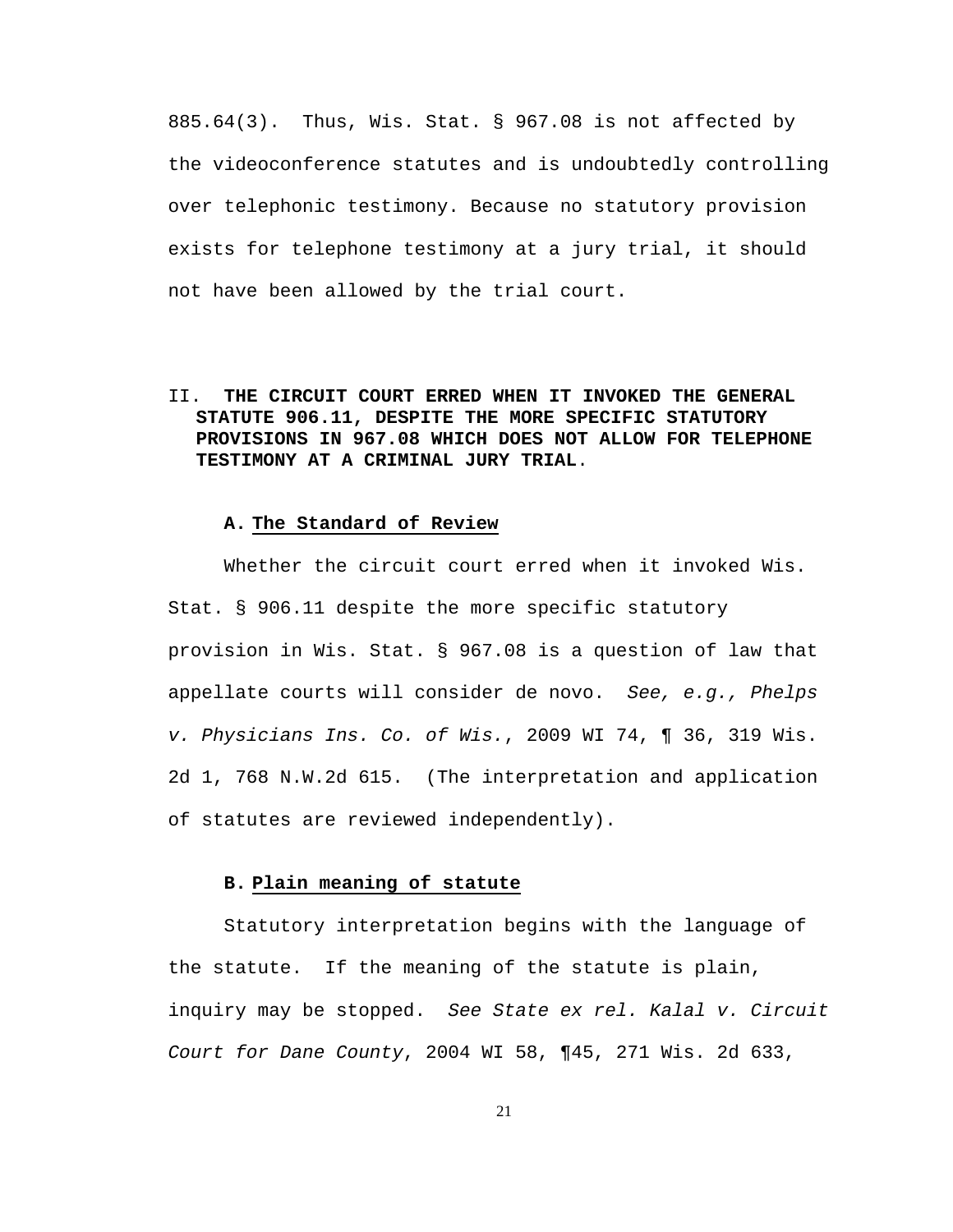885.64(3). Thus, Wis. Stat. § 967.08 is not affected by the videoconference statutes and is undoubtedly controlling over telephonic testimony. Because no statutory provision exists for telephone testimony at a jury trial, it should not have been allowed by the trial court.

## II. **THE CIRCUIT COURT ERRED WHEN IT INVOKED THE GENERAL STATUTE 906.11, DESPITE THE MORE SPECIFIC STATUTORY PROVISIONS IN 967.08 WHICH DOES NOT ALLOW FOR TELEPHONE TESTIMONY AT A CRIMINAL JURY TRIAL**.

### A. **The Standard of Review**

Whether the circuit court erred when it invoked Wis. Stat. § 906.11 despite the more specific statutory provision in Wis. Stat. § 967.08 is a question of law that appellate courts will consider de novo. *See, e.g., Phelps v. Physicians Ins. Co. of Wis.*, 2009 WI 74, ¶ 36, 319 Wis. 2d 1, 768 N.W.2d 615. (The interpretation and application of statutes are reviewed independently).

### B. **Plain meaning of statute**

Statutory interpretation begins with the language of the statute. If the meaning of the statute is plain, inquiry may be stopped. *See State ex rel. Kalal v. Circuit Court for Dane County*, 2004 WI 58, ¶45, 271 Wis. 2d 633,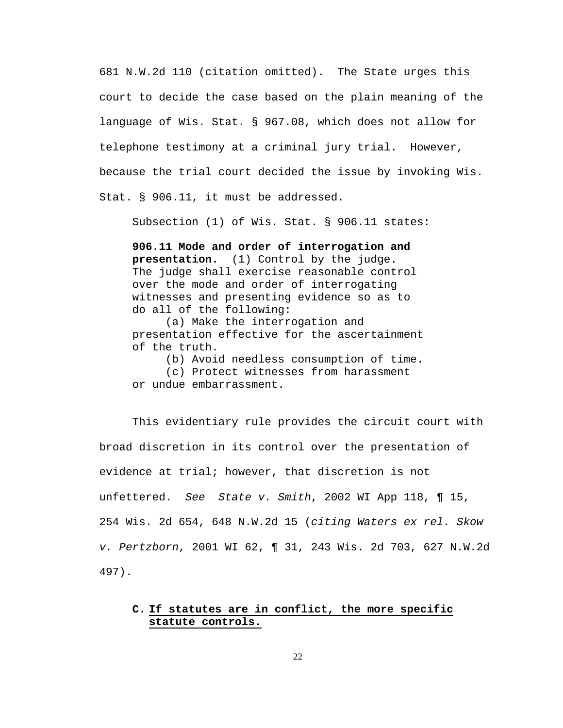681 N.W.2d 110 (citation omitted). The State urges this court to decide the case based on the plain meaning of the language of Wis. Stat. § 967.08, which does not allow for telephone testimony at a criminal jury trial. However, because the trial court decided the issue by invoking Wis. Stat. § 906.11, it must be addressed.

Subsection (1) of Wis. Stat. § 906.11 states:

> **906.11 Mode and order of interrogation and presentation.** (1) Control by the judge. The judge shall exercise reasonable control over the mode and order of interrogating witnesses and presenting evidence so as to do all of the following:
>
> (a) Make the interrogation and presentation effective for the ascertainment of the truth.
>
> (b) Avoid needless consumption of time.
>
> (c) Protect witnesses from harassment or undue embarrassment.

This evidentiary rule provides the circuit court with broad discretion in its control over the presentation of evidence at trial; however, that discretion is not unfettered. *See State v. Smith*, 2002 WI App 118, ¶ 15, 254 Wis. 2d 654, 648 N.W.2d 15 (*citing Waters ex rel. Skow v. Pertzborn*, 2001 WI 62, ¶ 31, 243 Wis. 2d 703, 627 N.W.2d 497).

### C. If statutes are in conflict, the more specific statute controls.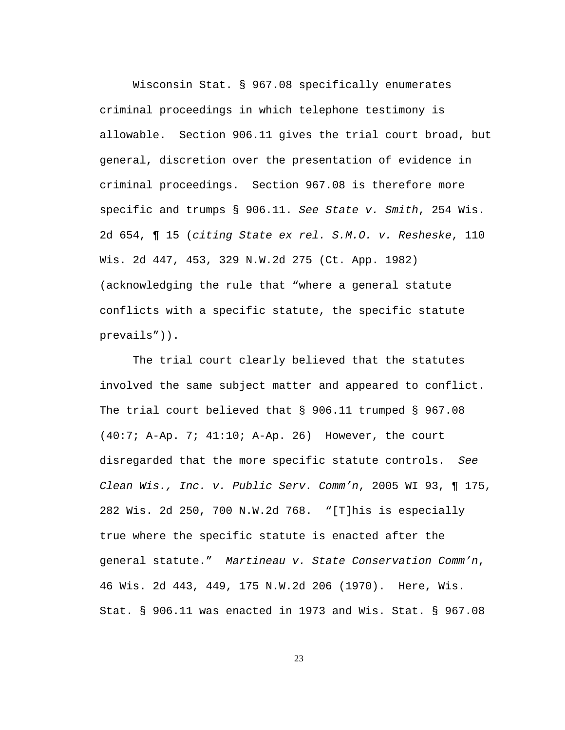Wisconsin Stat. § 967.08 specifically enumerates criminal proceedings in which telephone testimony is allowable. Section 906.11 gives the trial court broad, but general, discretion over the presentation of evidence in criminal proceedings. Section 967.08 is therefore more specific and trumps § 906.11. *See State v. Smith*, 254 Wis. 2d 654, ¶ 15 (*citing State ex rel. S.M.O. v. Resheske*, 110 Wis. 2d 447, 453, 329 N.W.2d 275 (Ct. App. 1982) (acknowledging the rule that "where a general statute conflicts with a specific statute, the specific statute prevails")).

The trial court clearly believed that the statutes involved the same subject matter and appeared to conflict. The trial court believed that § 906.11 trumped § 967.08 (40:7; A-Ap. 7; 41:10; A-Ap. 26) However, the court disregarded that the more specific statute controls. *See Clean Wis., Inc. v. Public Serv. Comm'n*, 2005 WI 93, ¶ 175, 282 Wis. 2d 250, 700 N.W.2d 768. "[T]his is especially true where the specific statute is enacted after the general statute." *Martineau v. State Conservation Comm'n*, 46 Wis. 2d 443, 449, 175 N.W.2d 206 (1970). Here, Wis. Stat. § 906.11 was enacted in 1973 and Wis. Stat. § 967.08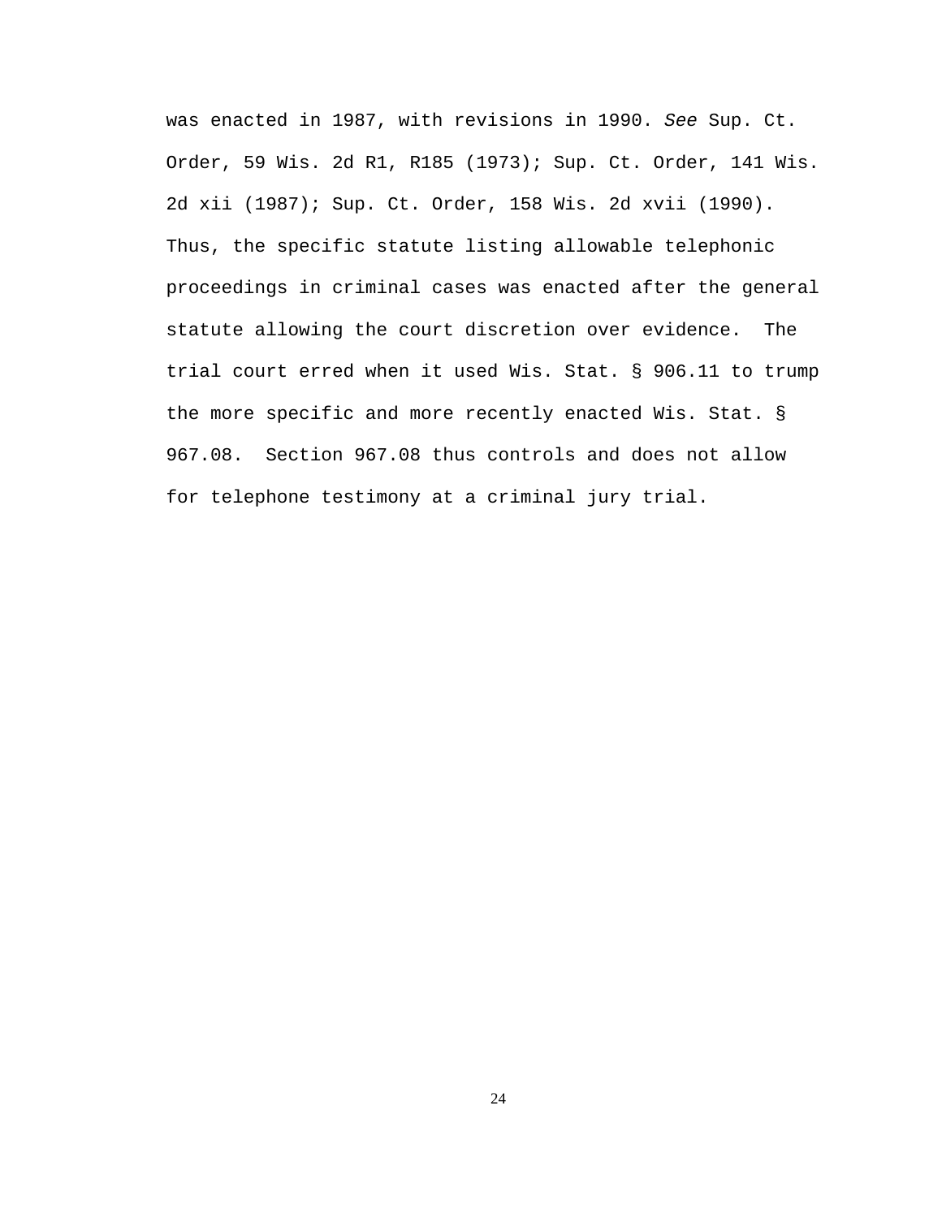was enacted in 1987, with revisions in 1990. *See* Sup. Ct. Order, 59 Wis. 2d R1, R185 (1973); Sup. Ct. Order, 141 Wis. 2d xii (1987); Sup. Ct. Order, 158 Wis. 2d xvii (1990). Thus, the specific statute listing allowable telephonic proceedings in criminal cases was enacted after the general statute allowing the court discretion over evidence. The trial court erred when it used Wis. Stat. § 906.11 to trump the more specific and more recently enacted Wis. Stat. § 967.08. Section 967.08 thus controls and does not allow for telephone testimony at a criminal jury trial.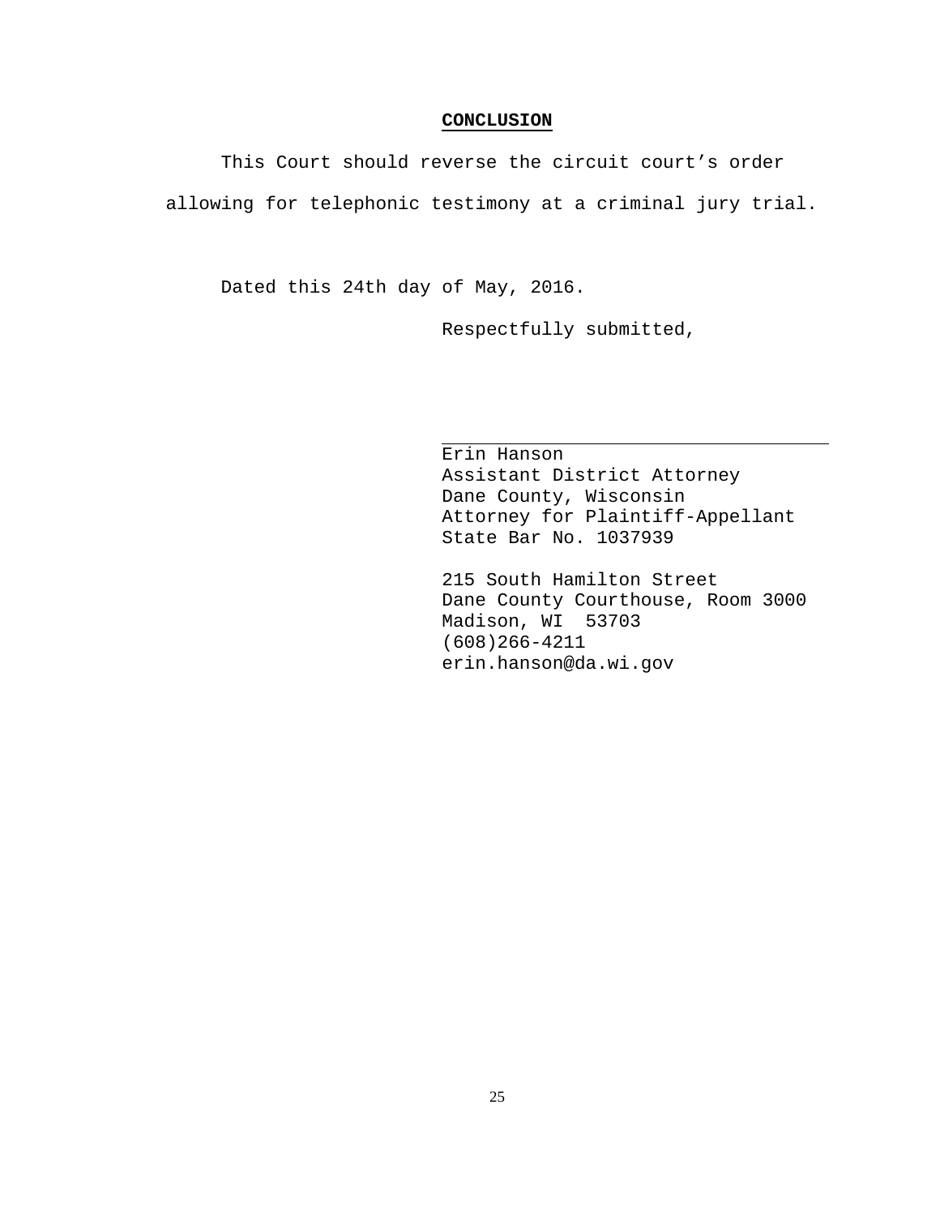## CONCLUSION

This Court should reverse the circuit court's order allowing for telephonic testimony at a criminal jury trial.

Dated this 24th day of May, 2016.

Respectfully submitted,

\_\_\_\_\_\_\_\_\_\_\_\_\_\_\_\_\_\_\_\_\_\_\_\_\_\_\_\_\_\_\_\_\_\_\_

Erin Hanson  
Assistant District Attorney  
Dane County, Wisconsin  
Attorney for Plaintiff-Appellant  
State Bar No. 1037939

215 South Hamilton Street  
Dane County Courthouse, Room 3000  
Madison, WI 53703  
(608)266-4211  
erin.hanson@da.wi.gov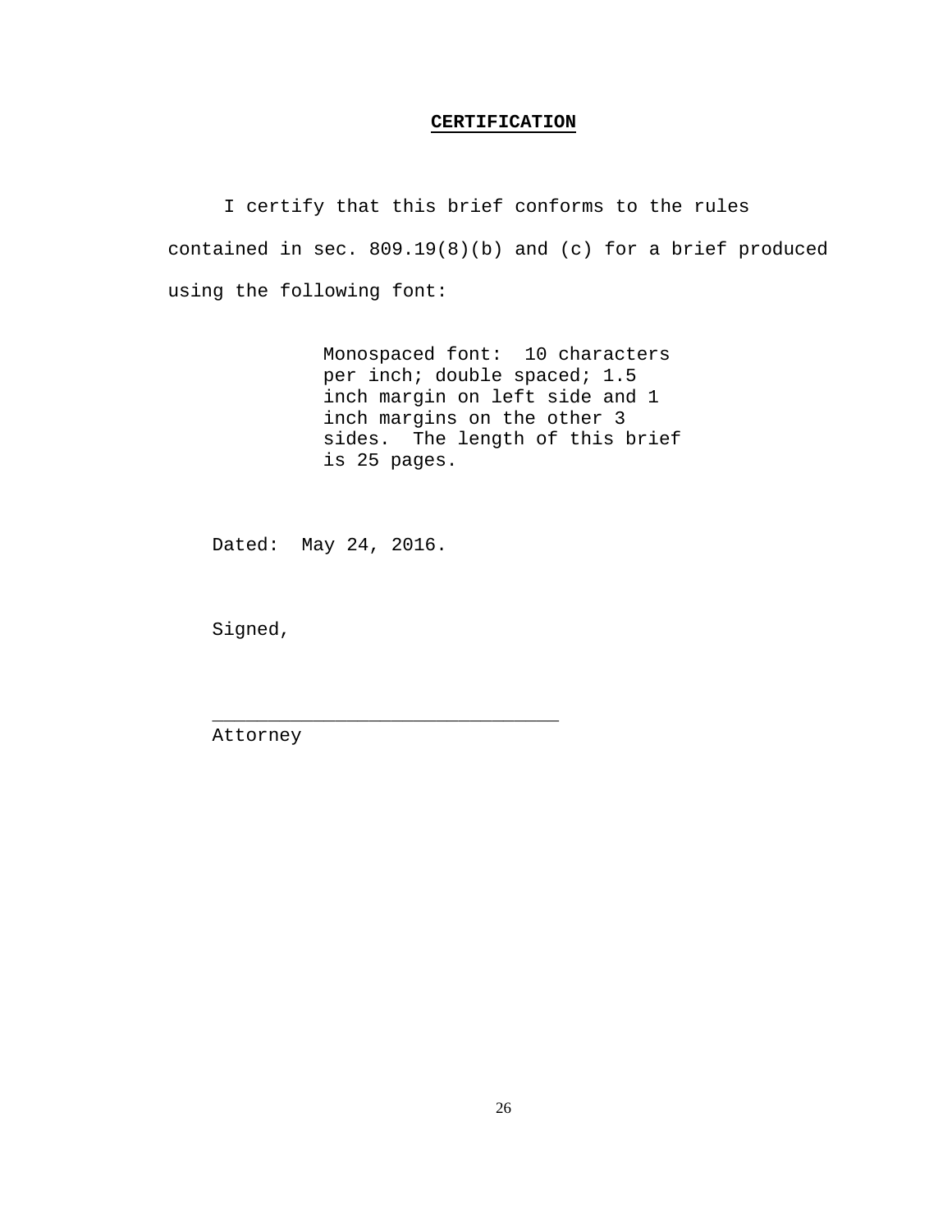## CERTIFICATION

I certify that this brief conforms to the rules contained in sec. 809.19(8)(b) and (c) for a brief produced using the following font:

> Monospaced font: 10 characters per inch; double spaced; 1.5 inch margin on left side and 1 inch margins on the other 3 sides. The length of this brief is 25 pages.

Dated: May 24, 2016.

Signed,

________________________________
Attorney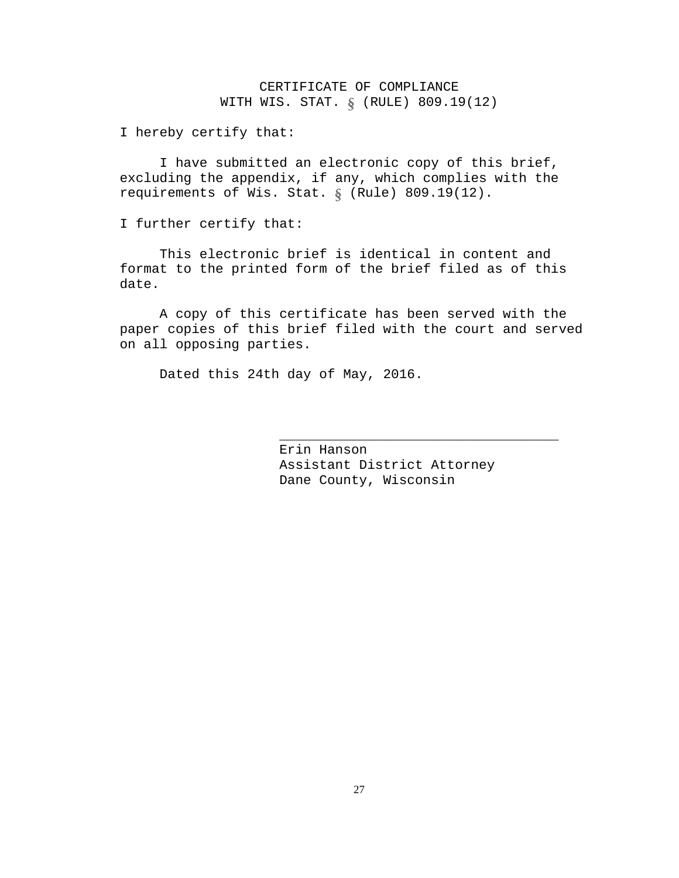# CERTIFICATE OF COMPLIANCE WITH WIS. STAT. § (RULE) 809.19(12)

I hereby certify that:

I have submitted an electronic copy of this brief, excluding the appendix, if any, which complies with the requirements of Wis. Stat. § (Rule) 809.19(12).

I further certify that:

This electronic brief is identical in content and format to the printed form of the brief filed as of this date.

A copy of this certificate has been served with the paper copies of this brief filed with the court and served on all opposing parties.

Dated this 24th day of May, 2016.

\_\_\_\_\_\_\_\_\_\_\_\_\_\_\_\_\_\_\_\_\_\_\_\_\_\_\_\_\_\_\_\_\_\_\_

Erin Hanson
Assistant District Attorney
Dane County, Wisconsin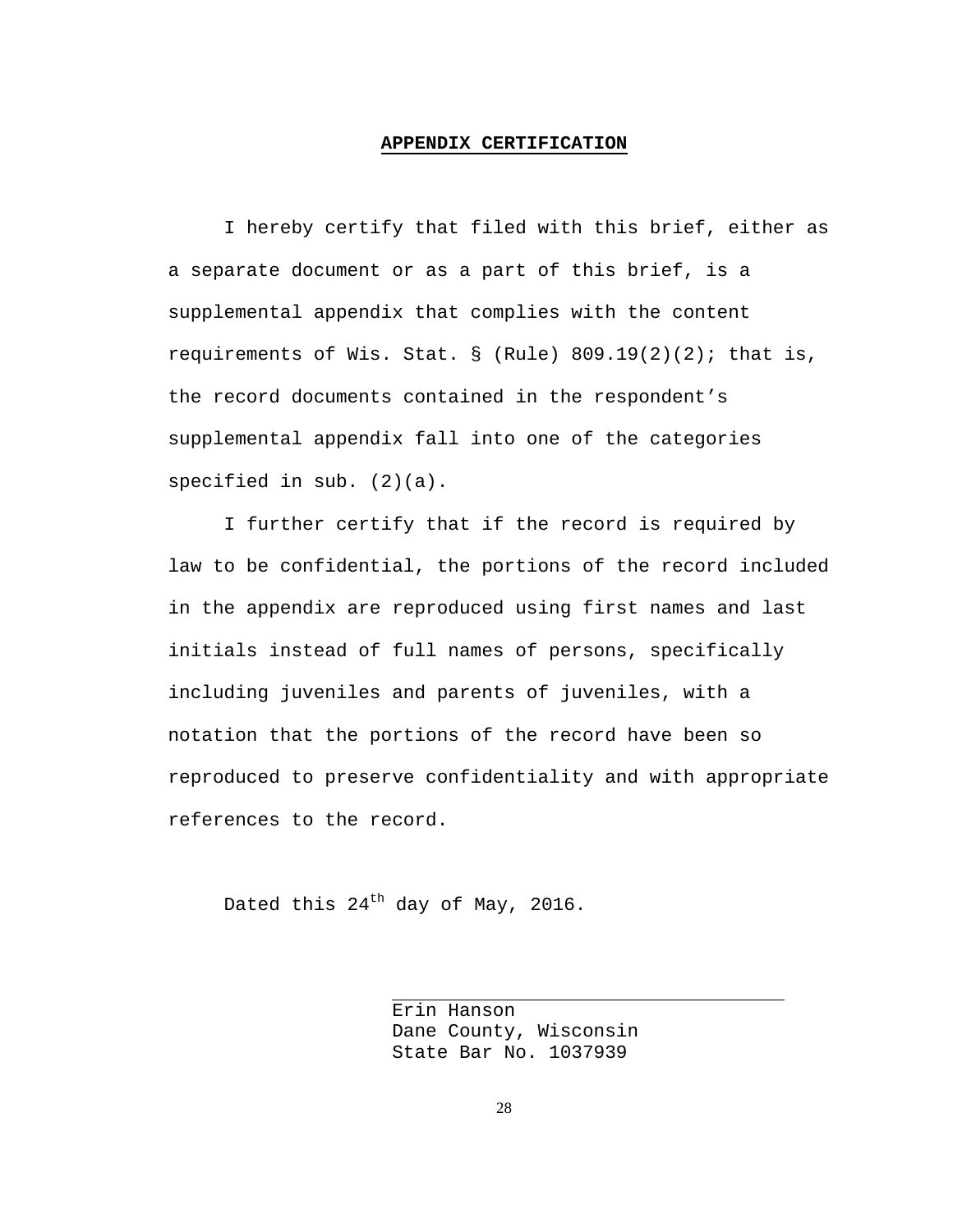## **APPENDIX CERTIFICATION**

I hereby certify that filed with this brief, either as a separate document or as a part of this brief, is a supplemental appendix that complies with the content requirements of Wis. Stat. § (Rule) 809.19(2)(2); that is, the record documents contained in the respondent's supplemental appendix fall into one of the categories specified in sub. (2)(a).

I further certify that if the record is required by law to be confidential, the portions of the record included in the appendix are reproduced using first names and last initials instead of full names of persons, specifically including juveniles and parents of juveniles, with a notation that the portions of the record have been so reproduced to preserve confidentiality and with appropriate references to the record.

Dated this 24th day of May, 2016.

\_\_\_\_\_\_\_\_\_\_\_\_\_\_\_\_\_\_\_\_\_\_\_\_\_\_\_\_\_\_\_\_\_\_\_\_
Erin Hanson
Dane County, Wisconsin
State Bar No. 1037939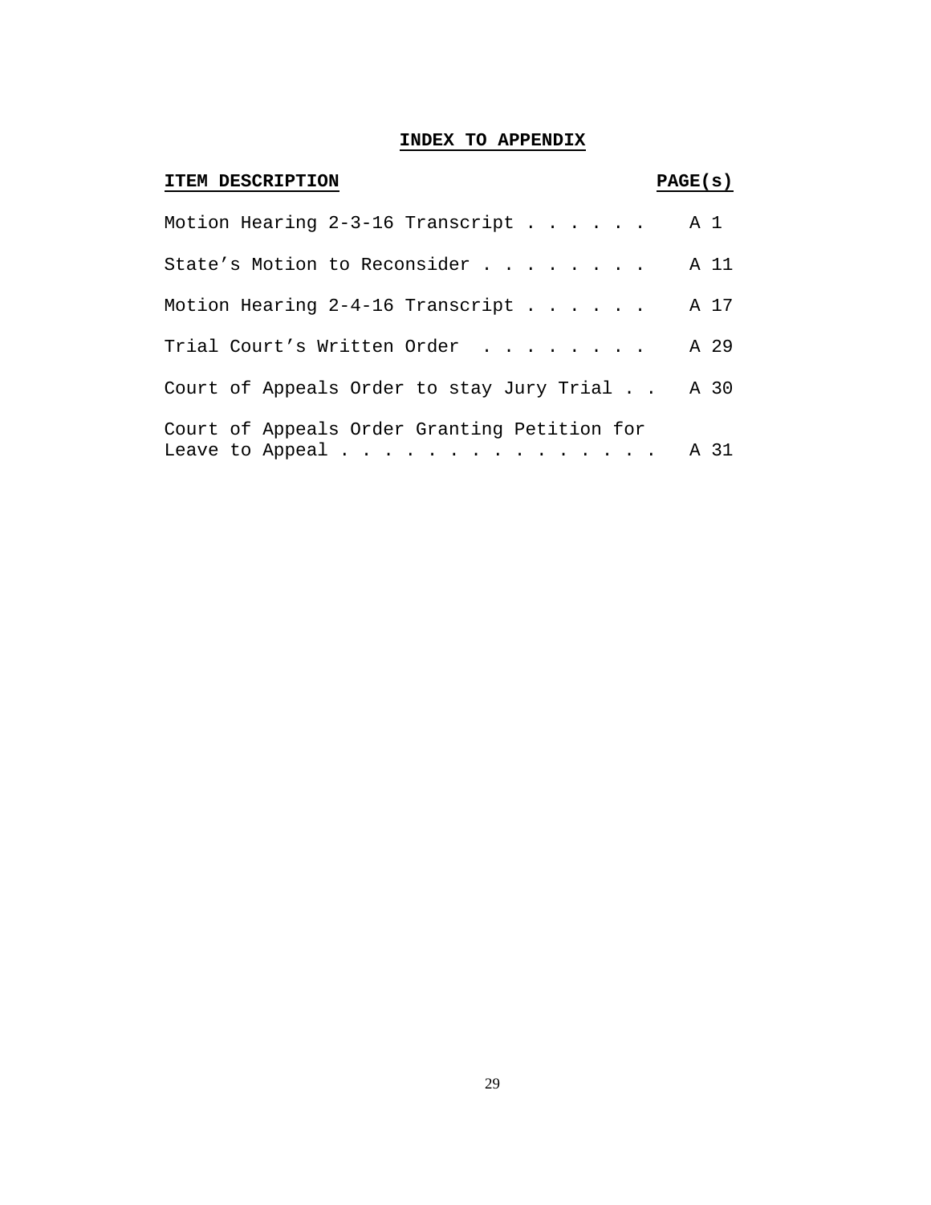# INDEX TO APPENDIX

| ITEM DESCRIPTION | PAGE(s) |
|---|---|
| Motion Hearing 2-3-16 Transcript . . . . . . | A 1 |
| State's Motion to Reconsider . . . . . . . . | A 11 |
| Motion Hearing 2-4-16 Transcript . . . . . . | A 17 |
| Trial Court's Written Order . . . . . . . . | A 29 |
| Court of Appeals Order to stay Jury Trial . . | A 30 |
| Court of Appeals Order Granting Petition for Leave to Appeal . . . . . . . . . . . . . . . | A 31 |